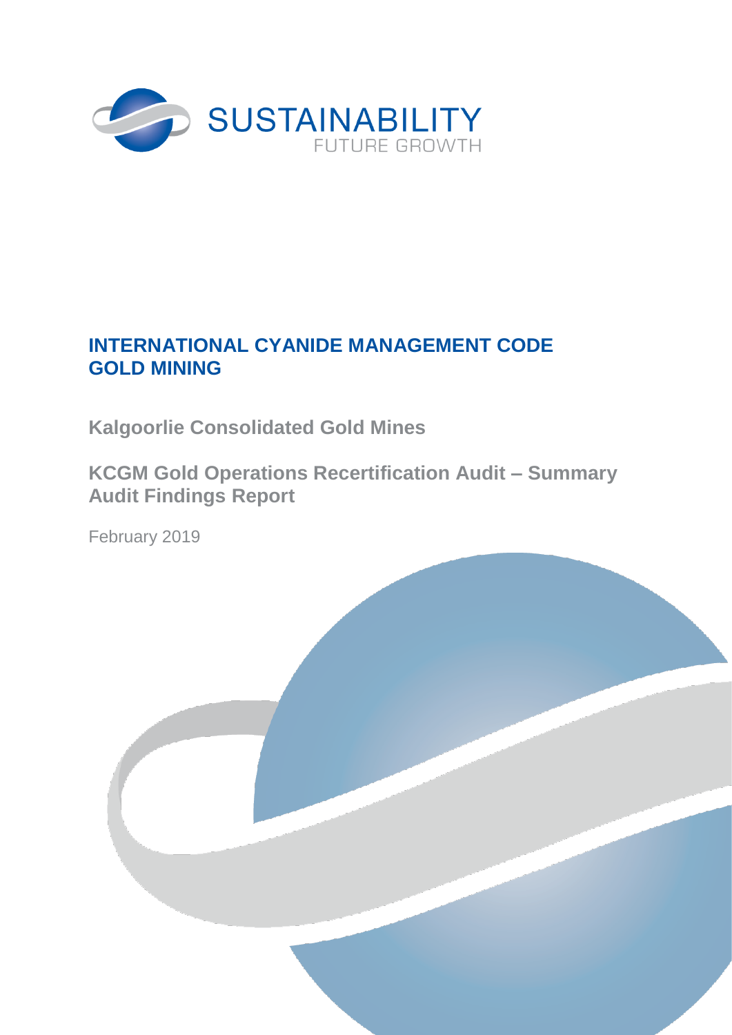SUSTAINABILITY

FUTURE GROWTH

# INTERNATIONAL CYANIDE MANAGEMENT CODE GOLD MINING

## Kalgoorlie Consolidated Gold Mines

## KCGM Gold Operations Recertification Audit – Summary Audit Findings Report

February 2019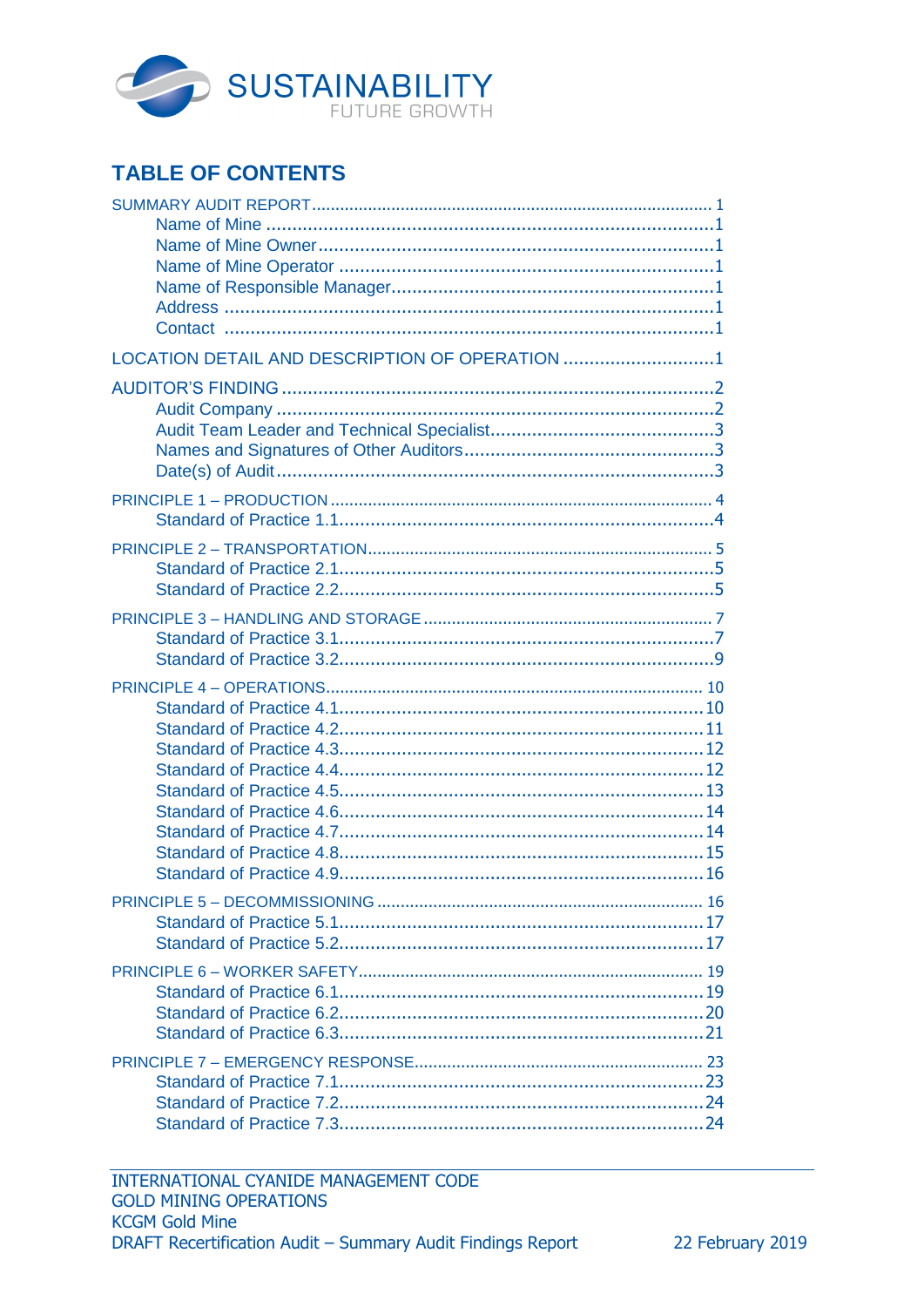SUSTAINABILITY
FUTURE GROWTH

## TABLE OF CONTENTS

SUMMARY AUDIT REPORT ..... 1
- Name of Mine ..... 1
- Name of Mine Owner ..... 1
- Name of Mine Operator ..... 1
- Name of Responsible Manager ..... 1
- Address ..... 1
- Contact ..... 1

LOCATION DETAIL AND DESCRIPTION OF OPERATION ..... 1

AUDITOR'S FINDING ..... 2
- Audit Company ..... 2
- Audit Team Leader and Technical Specialist ..... 3
- Names and Signatures of Other Auditors ..... 3
- Date(s) of Audit ..... 3

PRINCIPLE 1 – PRODUCTION ..... 4
- Standard of Practice 1.1 ..... 4

PRINCIPLE 2 – TRANSPORTATION ..... 5
- Standard of Practice 2.1 ..... 5
- Standard of Practice 2.2 ..... 5

PRINCIPLE 3 – HANDLING AND STORAGE ..... 7
- Standard of Practice 3.1 ..... 7
- Standard of Practice 3.2 ..... 9

PRINCIPLE 4 – OPERATIONS ..... 10
- Standard of Practice 4.1 ..... 10
- Standard of Practice 4.2 ..... 11
- Standard of Practice 4.3 ..... 12
- Standard of Practice 4.4 ..... 12
- Standard of Practice 4.5 ..... 13
- Standard of Practice 4.6 ..... 14
- Standard of Practice 4.7 ..... 14
- Standard of Practice 4.8 ..... 15
- Standard of Practice 4.9 ..... 16

PRINCIPLE 5 – DECOMMISSIONING ..... 16
- Standard of Practice 5.1 ..... 17
- Standard of Practice 5.2 ..... 17

PRINCIPLE 6 – WORKER SAFETY ..... 19
- Standard of Practice 6.1 ..... 19
- Standard of Practice 6.2 ..... 20
- Standard of Practice 6.3 ..... 21

PRINCIPLE 7 – EMERGENCY RESPONSE ..... 23
- Standard of Practice 7.1 ..... 23
- Standard of Practice 7.2 ..... 24
- Standard of Practice 7.3 ..... 24

INTERNATIONAL CYANIDE MANAGEMENT CODE
GOLD MINING OPERATIONS
KCGM Gold Mine
DRAFT Recertification Audit – Summary Audit Findings Report 22 February 2019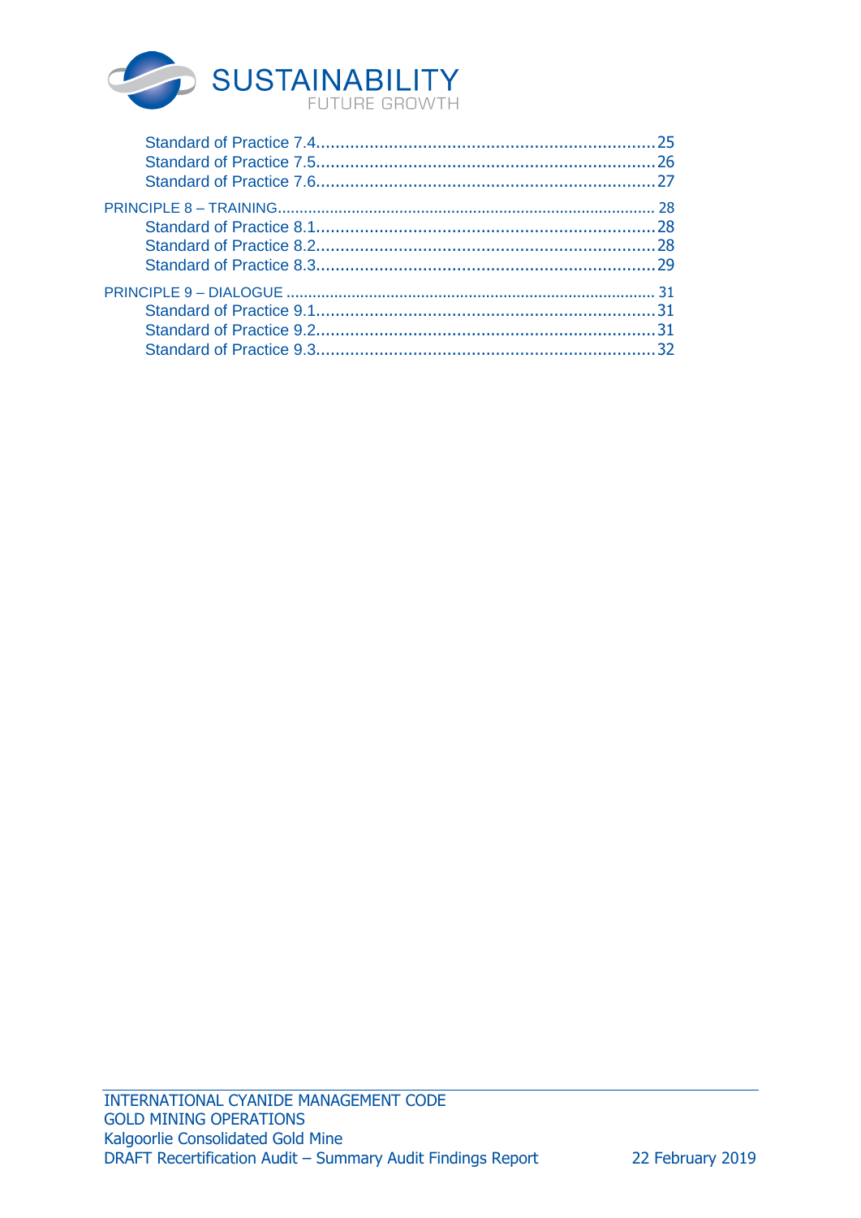Standard of Practice 7.4........................................................................25
Standard of Practice 7.5........................................................................26
Standard of Practice 7.6........................................................................27

PRINCIPLE 8 – TRAINING........................................................................28
Standard of Practice 8.1........................................................................28
Standard of Practice 8.2........................................................................28
Standard of Practice 8.3........................................................................29

PRINCIPLE 9 – DIALOGUE........................................................................31
Standard of Practice 9.1........................................................................31
Standard of Practice 9.2........................................................................31
Standard of Practice 9.3........................................................................32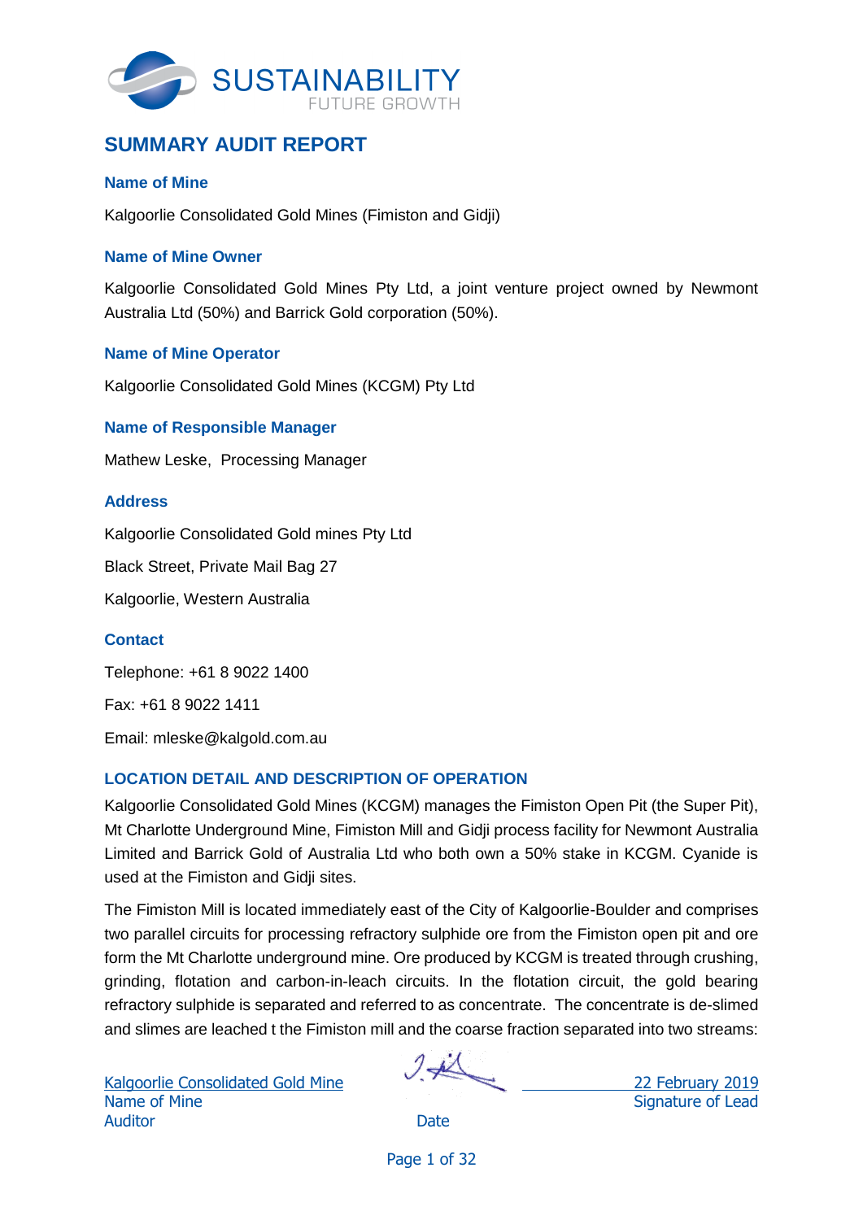SUSTAINABILITY
FUTURE GROWTH

## SUMMARY AUDIT REPORT

### Name of Mine

Kalgoorlie Consolidated Gold Mines (Fimiston and Gidji)

### Name of Mine Owner

Kalgoorlie Consolidated Gold Mines Pty Ltd, a joint venture project owned by Newmont Australia Ltd (50%) and Barrick Gold corporation (50%).

### Name of Mine Operator

Kalgoorlie Consolidated Gold Mines (KCGM) Pty Ltd

### Name of Responsible Manager

Mathew Leske, Processing Manager

### Address

Kalgoorlie Consolidated Gold mines Pty Ltd

Black Street, Private Mail Bag 27

Kalgoorlie, Western Australia

### Contact

Telephone: +61 8 9022 1400

Fax: +61 8 9022 1411

Email: mleske@kalgold.com.au

### LOCATION DETAIL AND DESCRIPTION OF OPERATION

Kalgoorlie Consolidated Gold Mines (KCGM) manages the Fimiston Open Pit (the Super Pit), Mt Charlotte Underground Mine, Fimiston Mill and Gidji process facility for Newmont Australia Limited and Barrick Gold of Australia Ltd who both own a 50% stake in KCGM. Cyanide is used at the Fimiston and Gidji sites.

The Fimiston Mill is located immediately east of the City of Kalgoorlie-Boulder and comprises two parallel circuits for processing refractory sulphide ore from the Fimiston open pit and ore form the Mt Charlotte underground mine. Ore produced by KCGM is treated through crushing, grinding, flotation and carbon-in-leach circuits. In the flotation circuit, the gold bearing refractory sulphide is separated and referred to as concentrate. The concentrate is de-slimed and slimes are leached t the Fimiston mill and the coarse fraction separated into two streams:

| Kalgoorlie Consolidated Gold Mine | | 22 February 2019 |
|---|---|---|
| Name of Mine | Signature of Lead Auditor | Date |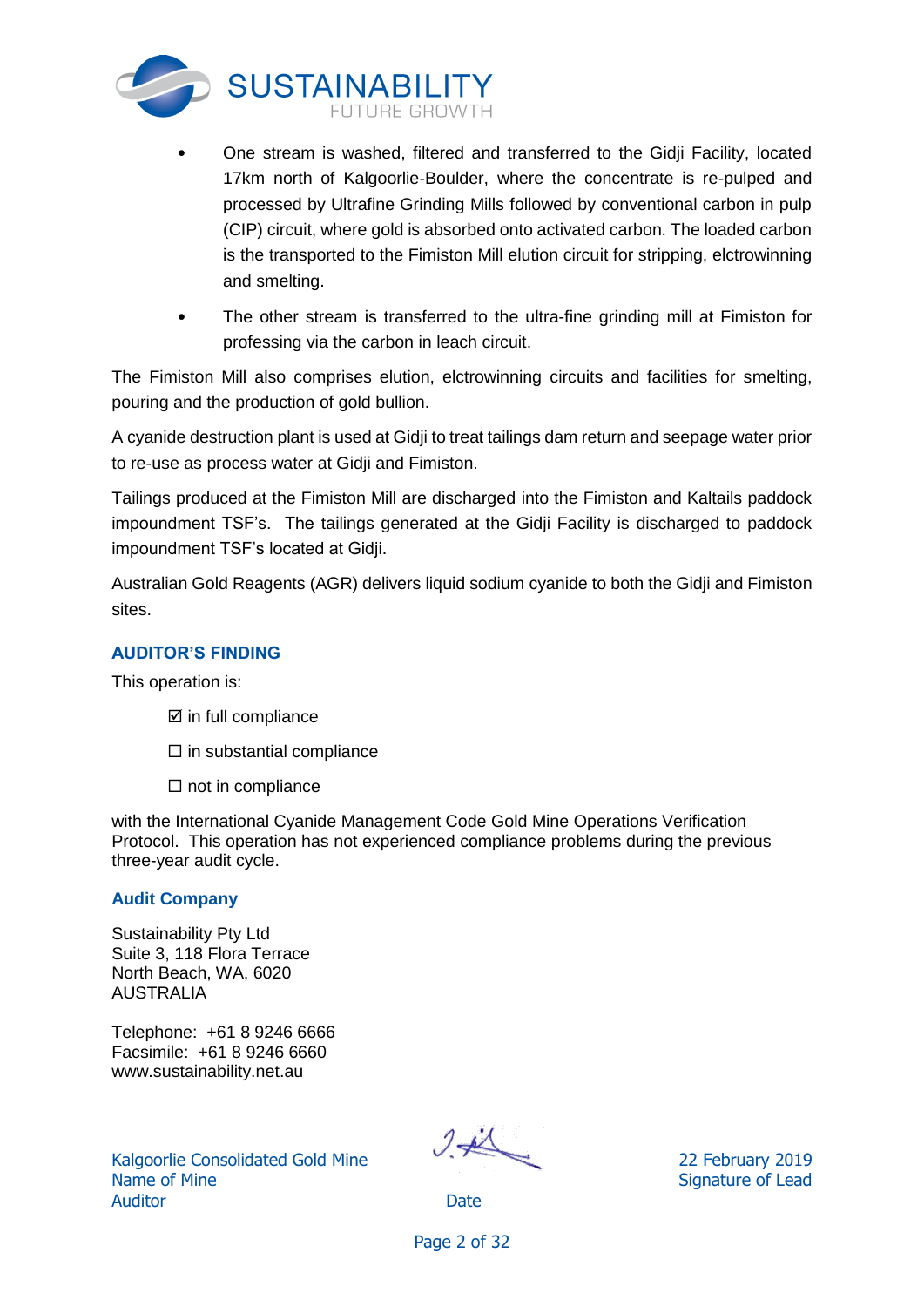- One stream is washed, filtered and transferred to the Gidji Facility, located 17km north of Kalgoorlie-Boulder, where the concentrate is re-pulped and processed by Ultrafine Grinding Mills followed by conventional carbon in pulp (CIP) circuit, where gold is absorbed onto activated carbon. The loaded carbon is the transported to the Fimiston Mill elution circuit for stripping, elctrowinning and smelting.
- The other stream is transferred to the ultra-fine grinding mill at Fimiston for professing via the carbon in leach circuit.

The Fimiston Mill also comprises elution, elctrowinning circuits and facilities for smelting, pouring and the production of gold bullion.

A cyanide destruction plant is used at Gidji to treat tailings dam return and seepage water prior to re-use as process water at Gidji and Fimiston.

Tailings produced at the Fimiston Mill are discharged into the Fimiston and Kaltails paddock impoundment TSF's. The tailings generated at the Gidji Facility is discharged to paddock impoundment TSF's located at Gidji.

Australian Gold Reagents (AGR) delivers liquid sodium cyanide to both the Gidji and Fimiston sites.

### AUDITOR'S FINDING

This operation is:

☑ in full compliance

☐ in substantial compliance

☐ not in compliance

with the International Cyanide Management Code Gold Mine Operations Verification Protocol. This operation has not experienced compliance problems during the previous three-year audit cycle.

### Audit Company

Sustainability Pty Ltd
Suite 3, 118 Flora Terrace
North Beach, WA, 6020
AUSTRALIA

Telephone: +61 8 9246 6666
Facsimile: +61 8 9246 6660
www.sustainability.net.au

| Kalgoorlie Consolidated Gold Mine | [signature] | 22 February 2019 |
|---|---|---|
| Name of Mine | Signature of Lead Auditor | Date |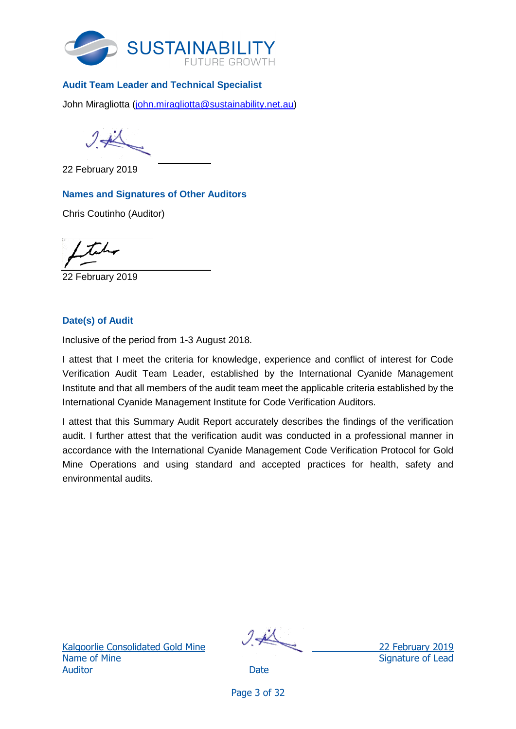**Audit Team Leader and Technical Specialist**

John Miragliotta (john.miragliotta@sustainability.net.au)

22 February 2019

**Names and Signatures of Other Auditors**

Chris Coutinho (Auditor)

22 February 2019

**Date(s) of Audit**

Inclusive of the period from 1-3 August 2018.

I attest that I meet the criteria for knowledge, experience and conflict of interest for Code Verification Audit Team Leader, established by the International Cyanide Management Institute and that all members of the audit team meet the applicable criteria established by the International Cyanide Management Institute for Code Verification Auditors.

I attest that this Summary Audit Report accurately describes the findings of the verification audit. I further attest that the verification audit was conducted in a professional manner in accordance with the International Cyanide Management Code Verification Protocol for Gold Mine Operations and using standard and accepted practices for health, safety and environmental audits.

| Kalgoorlie Consolidated Gold Mine | | 22 February 2019 |
|---|---|---|
| Name of Mine | Signature of Lead Auditor | Date |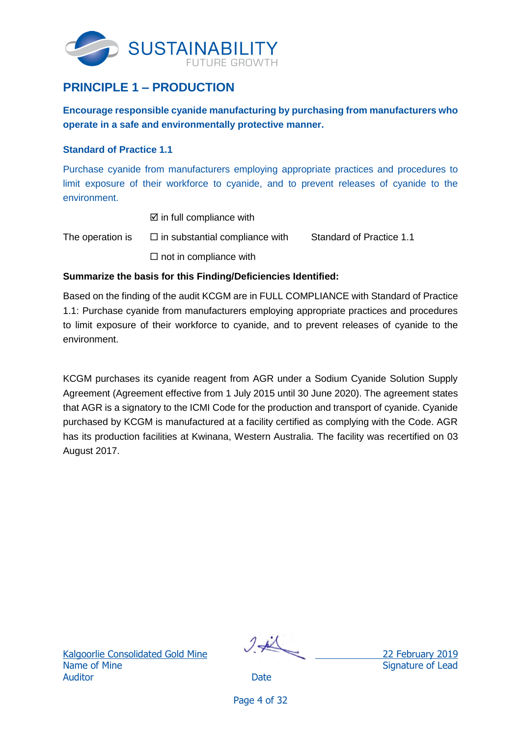## PRINCIPLE 1 – PRODUCTION

**Encourage responsible cyanide manufacturing by purchasing from manufacturers who operate in a safe and environmentally protective manner.**

### Standard of Practice 1.1

Purchase cyanide from manufacturers employing appropriate practices and procedures to limit exposure of their workforce to cyanide, and to prevent releases of cyanide to the environment.

| | | |
|---|---|---|
| | ☑ in full compliance with | |
| The operation is | ☐ in substantial compliance with | Standard of Practice 1.1 |
| | ☐ not in compliance with | |

**Summarize the basis for this Finding/Deficiencies Identified:**

Based on the finding of the audit KCGM are in FULL COMPLIANCE with Standard of Practice 1.1: Purchase cyanide from manufacturers employing appropriate practices and procedures to limit exposure of their workforce to cyanide, and to prevent releases of cyanide to the environment.

KCGM purchases its cyanide reagent from AGR under a Sodium Cyanide Solution Supply Agreement (Agreement effective from 1 July 2015 until 30 June 2020). The agreement states that AGR is a signatory to the ICMI Code for the production and transport of cyanide. Cyanide purchased by KCGM is manufactured at a facility certified as complying with the Code. AGR has its production facilities at Kwinana, Western Australia. The facility was recertified on 03 August 2017.

Kalgoorlie Consolidated Gold Mine
Name of Mine

22 February 2019
Signature of Lead Auditor

Date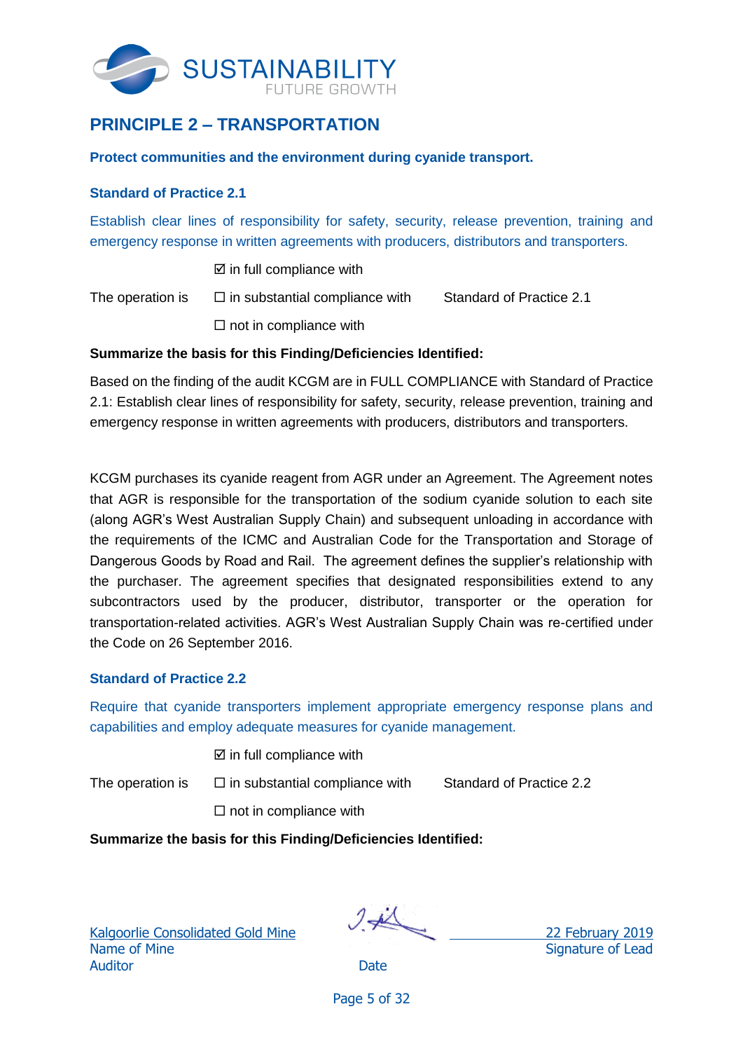## PRINCIPLE 2 – TRANSPORTATION

**Protect communities and the environment during cyanide transport.**

### Standard of Practice 2.1

Establish clear lines of responsibility for safety, security, release prevention, training and emergency response in written agreements with producers, distributors and transporters.

| | | |
|---|---|---|
| | ☑ in full compliance with | |
| The operation is | ☐ in substantial compliance with | Standard of Practice 2.1 |
| | ☐ not in compliance with | |

**Summarize the basis for this Finding/Deficiencies Identified:**

Based on the finding of the audit KCGM are in FULL COMPLIANCE with Standard of Practice 2.1: Establish clear lines of responsibility for safety, security, release prevention, training and emergency response in written agreements with producers, distributors and transporters.

KCGM purchases its cyanide reagent from AGR under an Agreement. The Agreement notes that AGR is responsible for the transportation of the sodium cyanide solution to each site (along AGR's West Australian Supply Chain) and subsequent unloading in accordance with the requirements of the ICMC and Australian Code for the Transportation and Storage of Dangerous Goods by Road and Rail. The agreement defines the supplier's relationship with the purchaser. The agreement specifies that designated responsibilities extend to any subcontractors used by the producer, distributor, transporter or the operation for transportation-related activities. AGR's West Australian Supply Chain was re-certified under the Code on 26 September 2016.

### Standard of Practice 2.2

Require that cyanide transporters implement appropriate emergency response plans and capabilities and employ adequate measures for cyanide management.

| | | |
|---|---|---|
| | ☑ in full compliance with | |
| The operation is | ☐ in substantial compliance with | Standard of Practice 2.2 |
| | ☐ not in compliance with | |

**Summarize the basis for this Finding/Deficiencies Identified:**

Kalgoorlie Consolidated Gold Mine — Name of Mine

22 February 2019 — Date

Signature of Lead Auditor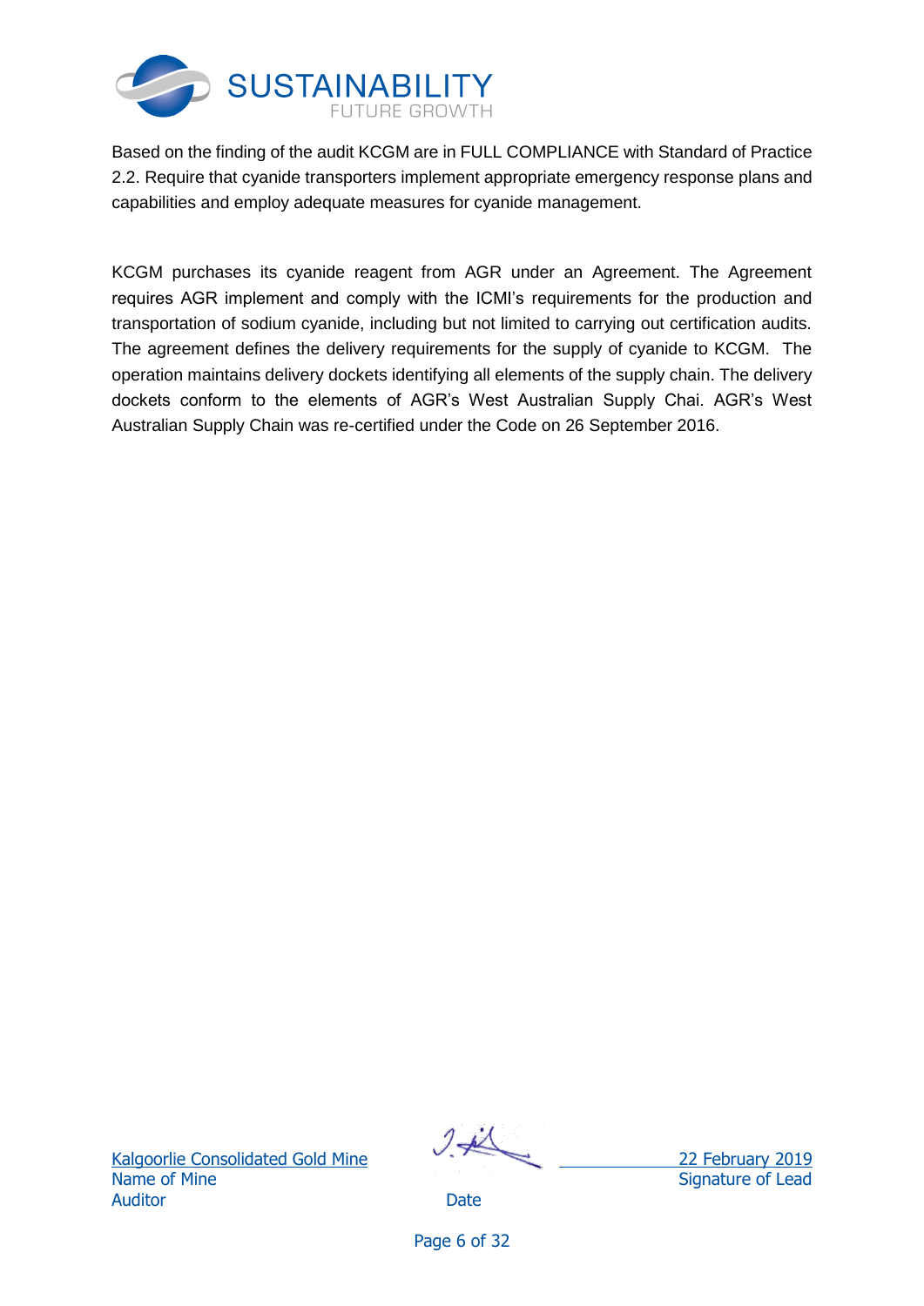Based on the finding of the audit KCGM are in FULL COMPLIANCE with Standard of Practice 2.2. Require that cyanide transporters implement appropriate emergency response plans and capabilities and employ adequate measures for cyanide management.

KCGM purchases its cyanide reagent from AGR under an Agreement. The Agreement requires AGR implement and comply with the ICMI's requirements for the production and transportation of sodium cyanide, including but not limited to carrying out certification audits. The agreement defines the delivery requirements for the supply of cyanide to KCGM. The operation maintains delivery dockets identifying all elements of the supply chain. The delivery dockets conform to the elements of AGR's West Australian Supply Chai. AGR's West Australian Supply Chain was re-certified under the Code on 26 September 2016.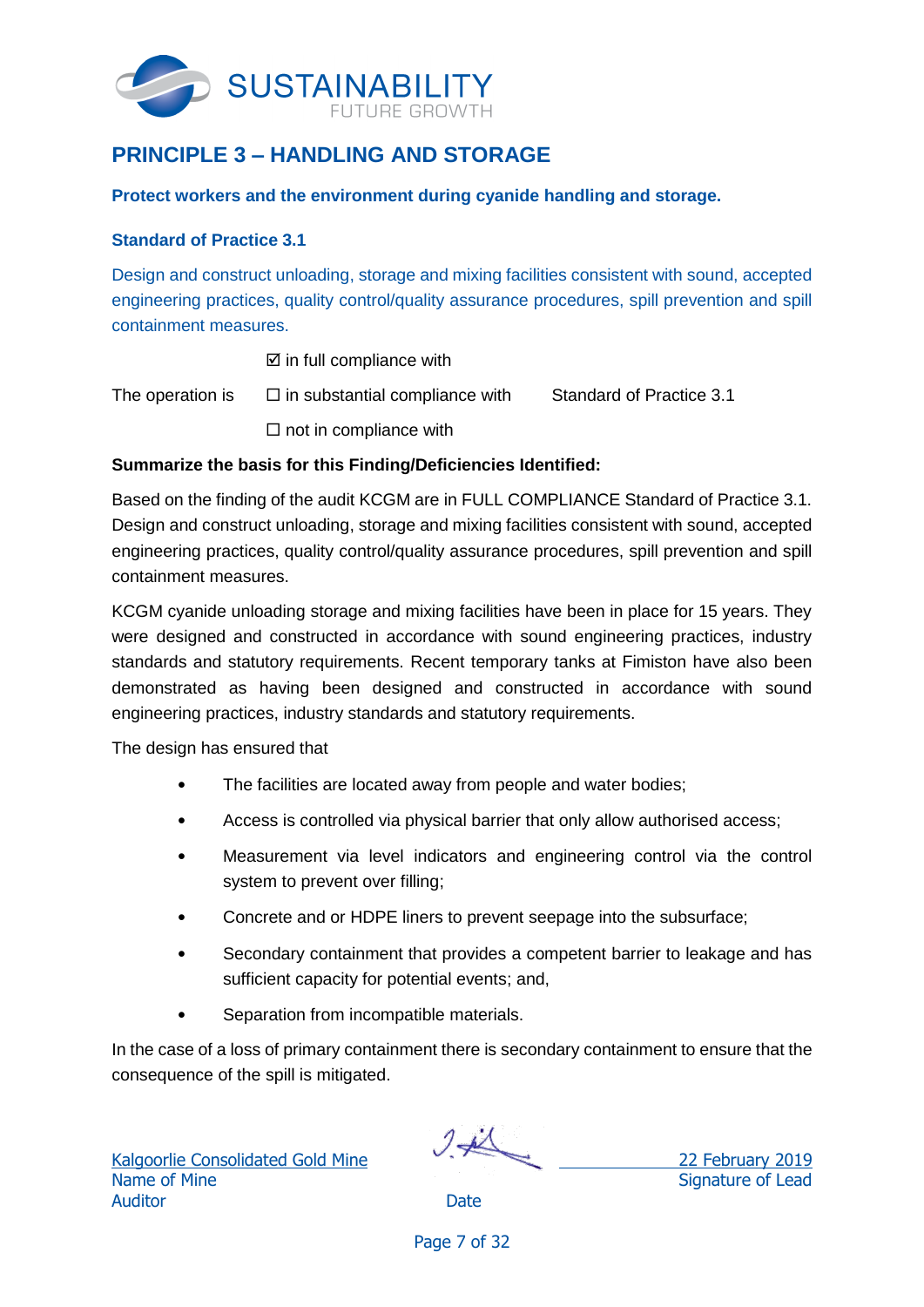## PRINCIPLE 3 – HANDLING AND STORAGE

**Protect workers and the environment during cyanide handling and storage.**

### Standard of Practice 3.1

Design and construct unloading, storage and mixing facilities consistent with sound, accepted engineering practices, quality control/quality assurance procedures, spill prevention and spill containment measures.

| | | |
|---|---|---|
| | ☑ in full compliance with | |
| The operation is | ☐ in substantial compliance with | Standard of Practice 3.1 |
| | ☐ not in compliance with | |

**Summarize the basis for this Finding/Deficiencies Identified:**

Based on the finding of the audit KCGM are in FULL COMPLIANCE Standard of Practice 3.1. Design and construct unloading, storage and mixing facilities consistent with sound, accepted engineering practices, quality control/quality assurance procedures, spill prevention and spill containment measures.

KCGM cyanide unloading storage and mixing facilities have been in place for 15 years. They were designed and constructed in accordance with sound engineering practices, industry standards and statutory requirements. Recent temporary tanks at Fimiston have also been demonstrated as having been designed and constructed in accordance with sound engineering practices, industry standards and statutory requirements.

The design has ensured that

- The facilities are located away from people and water bodies;
- Access is controlled via physical barrier that only allow authorised access;
- Measurement via level indicators and engineering control via the control system to prevent over filling;
- Concrete and or HDPE liners to prevent seepage into the subsurface;
- Secondary containment that provides a competent barrier to leakage and has sufficient capacity for potential events; and,
- Separation from incompatible materials.

In the case of a loss of primary containment there is secondary containment to ensure that the consequence of the spill is mitigated.

Kalgoorlie Consolidated Gold Mine
Name of Mine

Signature of Lead Auditor

22 February 2019
Date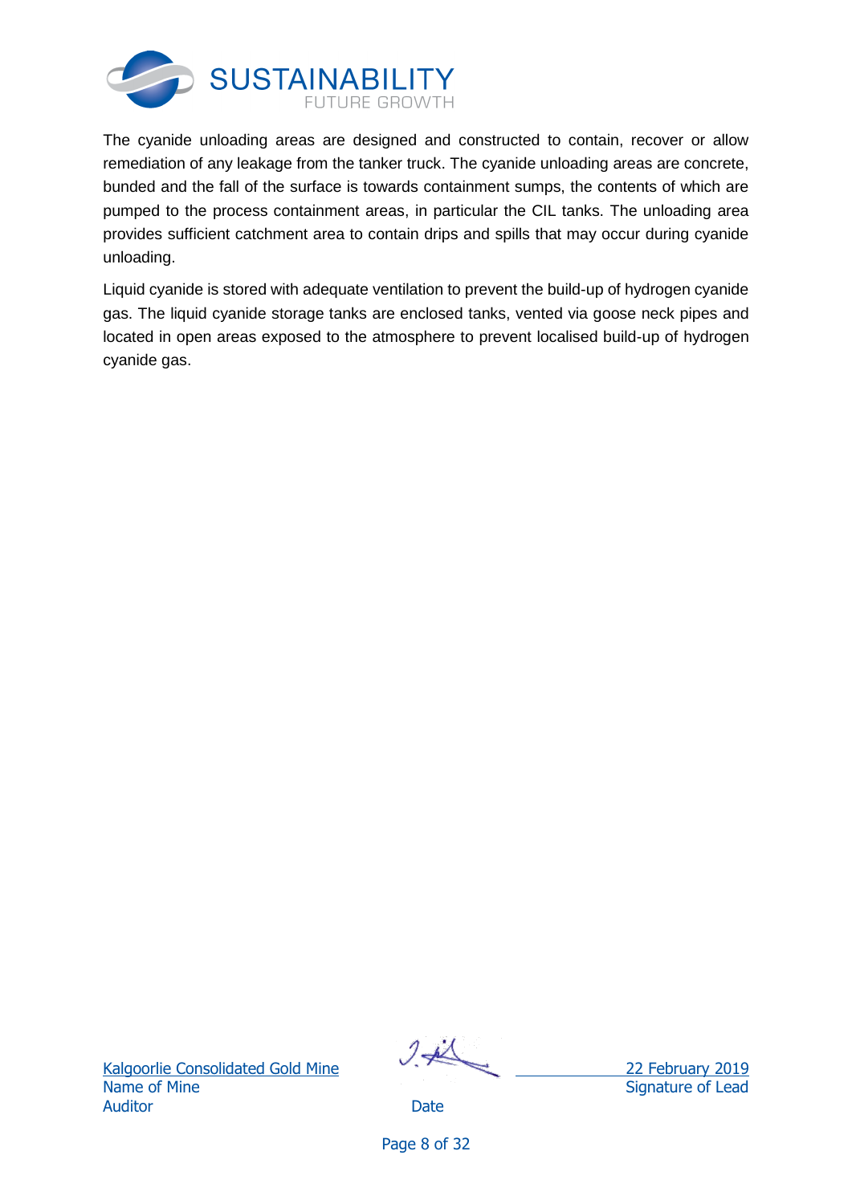The cyanide unloading areas are designed and constructed to contain, recover or allow remediation of any leakage from the tanker truck. The cyanide unloading areas are concrete, bunded and the fall of the surface is towards containment sumps, the contents of which are pumped to the process containment areas, in particular the CIL tanks. The unloading area provides sufficient catchment area to contain drips and spills that may occur during cyanide unloading.

Liquid cyanide is stored with adequate ventilation to prevent the build-up of hydrogen cyanide gas. The liquid cyanide storage tanks are enclosed tanks, vented via goose neck pipes and located in open areas exposed to the atmosphere to prevent localised build-up of hydrogen cyanide gas.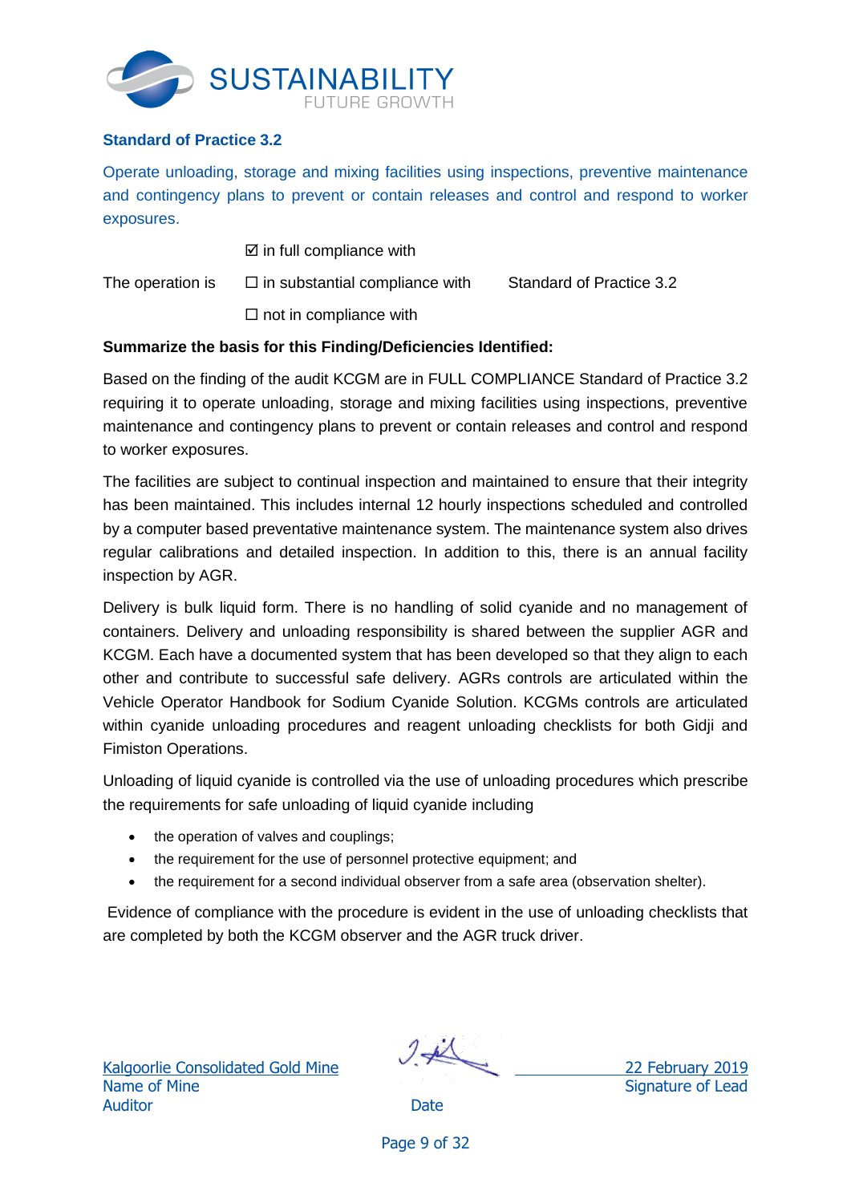### Standard of Practice 3.2

Operate unloading, storage and mixing facilities using inspections, preventive maintenance and contingency plans to prevent or contain releases and control and respond to worker exposures.

| | | |
|---|---|---|
| | ☑ in full compliance with | |
| The operation is | ☐ in substantial compliance with | Standard of Practice 3.2 |
| | ☐ not in compliance with | |

**Summarize the basis for this Finding/Deficiencies Identified:**

Based on the finding of the audit KCGM are in FULL COMPLIANCE Standard of Practice 3.2 requiring it to operate unloading, storage and mixing facilities using inspections, preventive maintenance and contingency plans to prevent or contain releases and control and respond to worker exposures.

The facilities are subject to continual inspection and maintained to ensure that their integrity has been maintained. This includes internal 12 hourly inspections scheduled and controlled by a computer based preventative maintenance system. The maintenance system also drives regular calibrations and detailed inspection. In addition to this, there is an annual facility inspection by AGR.

Delivery is bulk liquid form. There is no handling of solid cyanide and no management of containers. Delivery and unloading responsibility is shared between the supplier AGR and KCGM. Each have a documented system that has been developed so that they align to each other and contribute to successful safe delivery. AGRs controls are articulated within the Vehicle Operator Handbook for Sodium Cyanide Solution. KCGMs controls are articulated within cyanide unloading procedures and reagent unloading checklists for both Gidji and Fimiston Operations.

Unloading of liquid cyanide is controlled via the use of unloading procedures which prescribe the requirements for safe unloading of liquid cyanide including

- the operation of valves and couplings;
- the requirement for the use of personnel protective equipment; and
- the requirement for a second individual observer from a safe area (observation shelter).

Evidence of compliance with the procedure is evident in the use of unloading checklists that are completed by both the KCGM observer and the AGR truck driver.

Kalgoorlie Consolidated Gold Mine
Name of Mine

Signature of Lead Auditor

22 February 2019
Date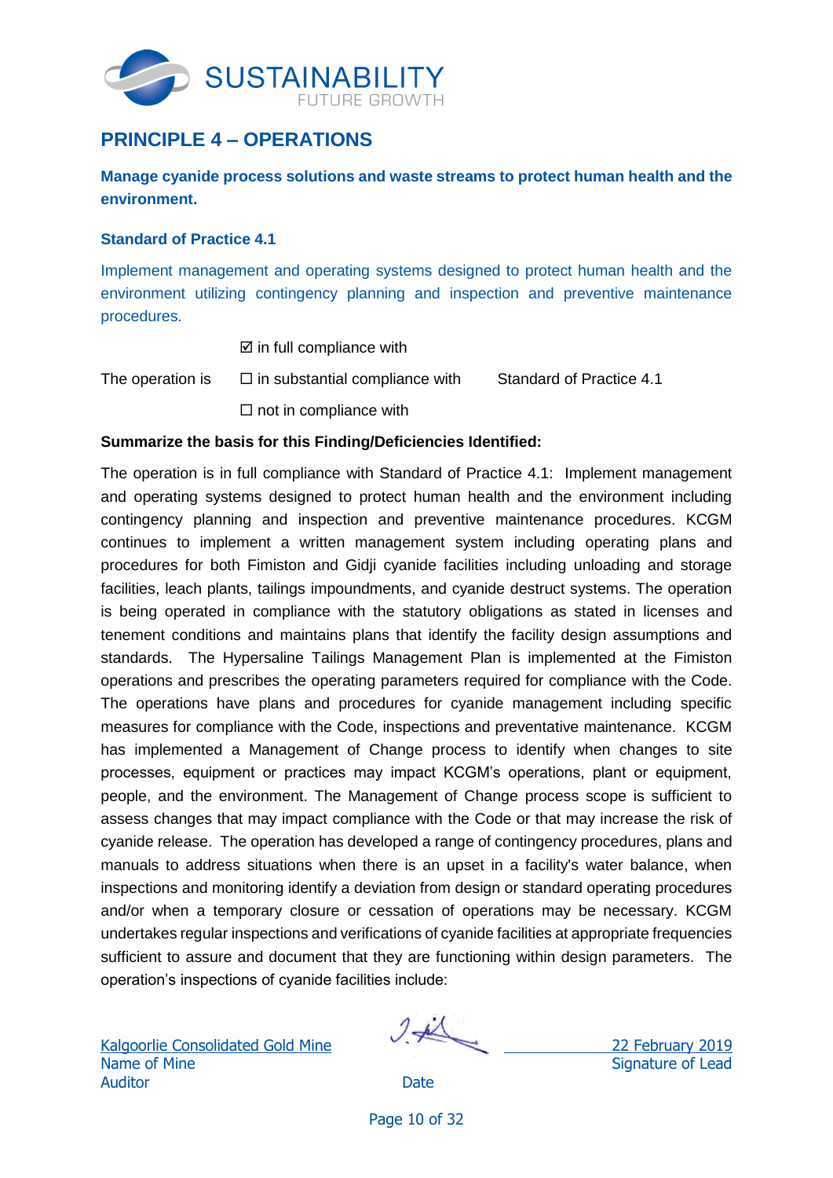## PRINCIPLE 4 – OPERATIONS

**Manage cyanide process solutions and waste streams to protect human health and the environment.**

### Standard of Practice 4.1

Implement management and operating systems designed to protect human health and the environment utilizing contingency planning and inspection and preventive maintenance procedures.

| | | |
|---|---|---|
| | ☑ in full compliance with | |
| The operation is | ☐ in substantial compliance with | Standard of Practice 4.1 |
| | ☐ not in compliance with | |

**Summarize the basis for this Finding/Deficiencies Identified:**

The operation is in full compliance with Standard of Practice 4.1: Implement management and operating systems designed to protect human health and the environment including contingency planning and inspection and preventive maintenance procedures. KCGM continues to implement a written management system including operating plans and procedures for both Fimiston and Gidji cyanide facilities including unloading and storage facilities, leach plants, tailings impoundments, and cyanide destruct systems. The operation is being operated in compliance with the statutory obligations as stated in licenses and tenement conditions and maintains plans that identify the facility design assumptions and standards. The Hypersaline Tailings Management Plan is implemented at the Fimiston operations and prescribes the operating parameters required for compliance with the Code. The operations have plans and procedures for cyanide management including specific measures for compliance with the Code, inspections and preventative maintenance. KCGM has implemented a Management of Change process to identify when changes to site processes, equipment or practices may impact KCGM's operations, plant or equipment, people, and the environment. The Management of Change process scope is sufficient to assess changes that may impact compliance with the Code or that may increase the risk of cyanide release. The operation has developed a range of contingency procedures, plans and manuals to address situations when there is an upset in a facility's water balance, when inspections and monitoring identify a deviation from design or standard operating procedures and/or when a temporary closure or cessation of operations may be necessary. KCGM undertakes regular inspections and verifications of cyanide facilities at appropriate frequencies sufficient to assure and document that they are functioning within design parameters. The operation's inspections of cyanide facilities include:

Kalgoorlie Consolidated Gold Mine
Name of Mine

Signature of Lead Auditor

22 February 2019
Date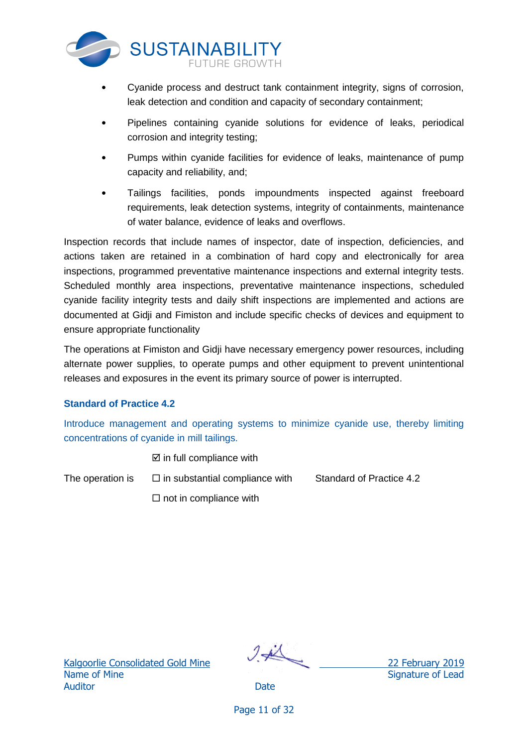- Cyanide process and destruct tank containment integrity, signs of corrosion, leak detection and condition and capacity of secondary containment;
- Pipelines containing cyanide solutions for evidence of leaks, periodical corrosion and integrity testing;
- Pumps within cyanide facilities for evidence of leaks, maintenance of pump capacity and reliability, and;
- Tailings facilities, ponds impoundments inspected against freeboard requirements, leak detection systems, integrity of containments, maintenance of water balance, evidence of leaks and overflows.

Inspection records that include names of inspector, date of inspection, deficiencies, and actions taken are retained in a combination of hard copy and electronically for area inspections, programmed preventative maintenance inspections and external integrity tests. Scheduled monthly area inspections, preventative maintenance inspections, scheduled cyanide facility integrity tests and daily shift inspections are implemented and actions are documented at Gidji and Fimiston and include specific checks of devices and equipment to ensure appropriate functionality

The operations at Fimiston and Gidji have necessary emergency power resources, including alternate power supplies, to operate pumps and other equipment to prevent unintentional releases and exposures in the event its primary source of power is interrupted.

### Standard of Practice 4.2

Introduce management and operating systems to minimize cyanide use, thereby limiting concentrations of cyanide in mill tailings.

| | | |
|---|---|---|
| | ☑ in full compliance with | |
| The operation is | ☐ in substantial compliance with | Standard of Practice 4.2 |
| | ☐ not in compliance with | |

Kalgoorlie Consolidated Gold Mine
Name of Mine

22 February 2019
Signature of Lead Auditor

Date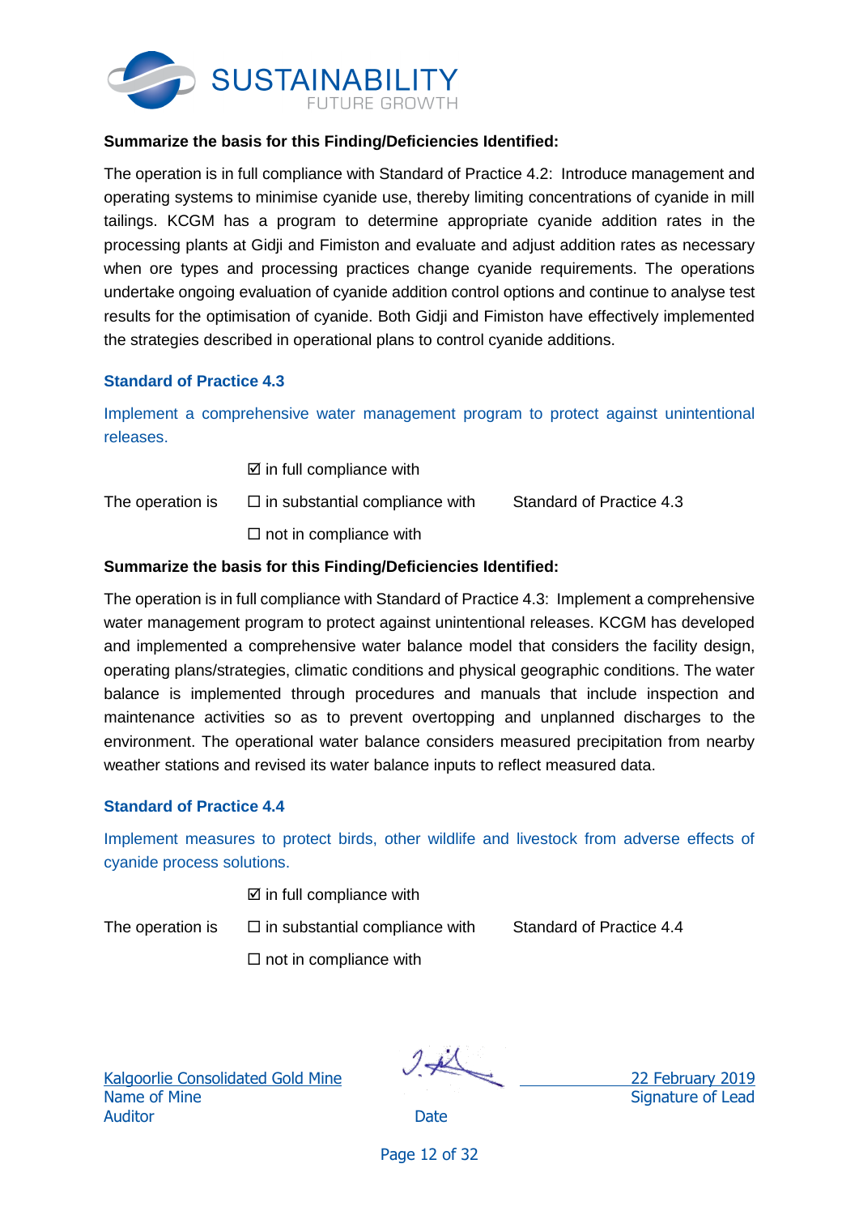**Summarize the basis for this Finding/Deficiencies Identified:**

The operation is in full compliance with Standard of Practice 4.2: Introduce management and operating systems to minimise cyanide use, thereby limiting concentrations of cyanide in mill tailings. KCGM has a program to determine appropriate cyanide addition rates in the processing plants at Gidji and Fimiston and evaluate and adjust addition rates as necessary when ore types and processing practices change cyanide requirements. The operations undertake ongoing evaluation of cyanide addition control options and continue to analyse test results for the optimisation of cyanide. Both Gidji and Fimiston have effectively implemented the strategies described in operational plans to control cyanide additions.

### Standard of Practice 4.3

Implement a comprehensive water management program to protect against unintentional releases.

| | | |
|---|---|---|
| | ☑ in full compliance with | |
| The operation is | ☐ in substantial compliance with | Standard of Practice 4.3 |
| | ☐ not in compliance with | |

**Summarize the basis for this Finding/Deficiencies Identified:**

The operation is in full compliance with Standard of Practice 4.3: Implement a comprehensive water management program to protect against unintentional releases. KCGM has developed and implemented a comprehensive water balance model that considers the facility design, operating plans/strategies, climatic conditions and physical geographic conditions. The water balance is implemented through procedures and manuals that include inspection and maintenance activities so as to prevent overtopping and unplanned discharges to the environment. The operational water balance considers measured precipitation from nearby weather stations and revised its water balance inputs to reflect measured data.

### Standard of Practice 4.4

Implement measures to protect birds, other wildlife and livestock from adverse effects of cyanide process solutions.

| | | |
|---|---|---|
| | ☑ in full compliance with | |
| The operation is | ☐ in substantial compliance with | Standard of Practice 4.4 |
| | ☐ not in compliance with | |

Kalgoorlie Consolidated Gold Mine
Name of Mine

22 February 2019
Signature of Lead Auditor

Date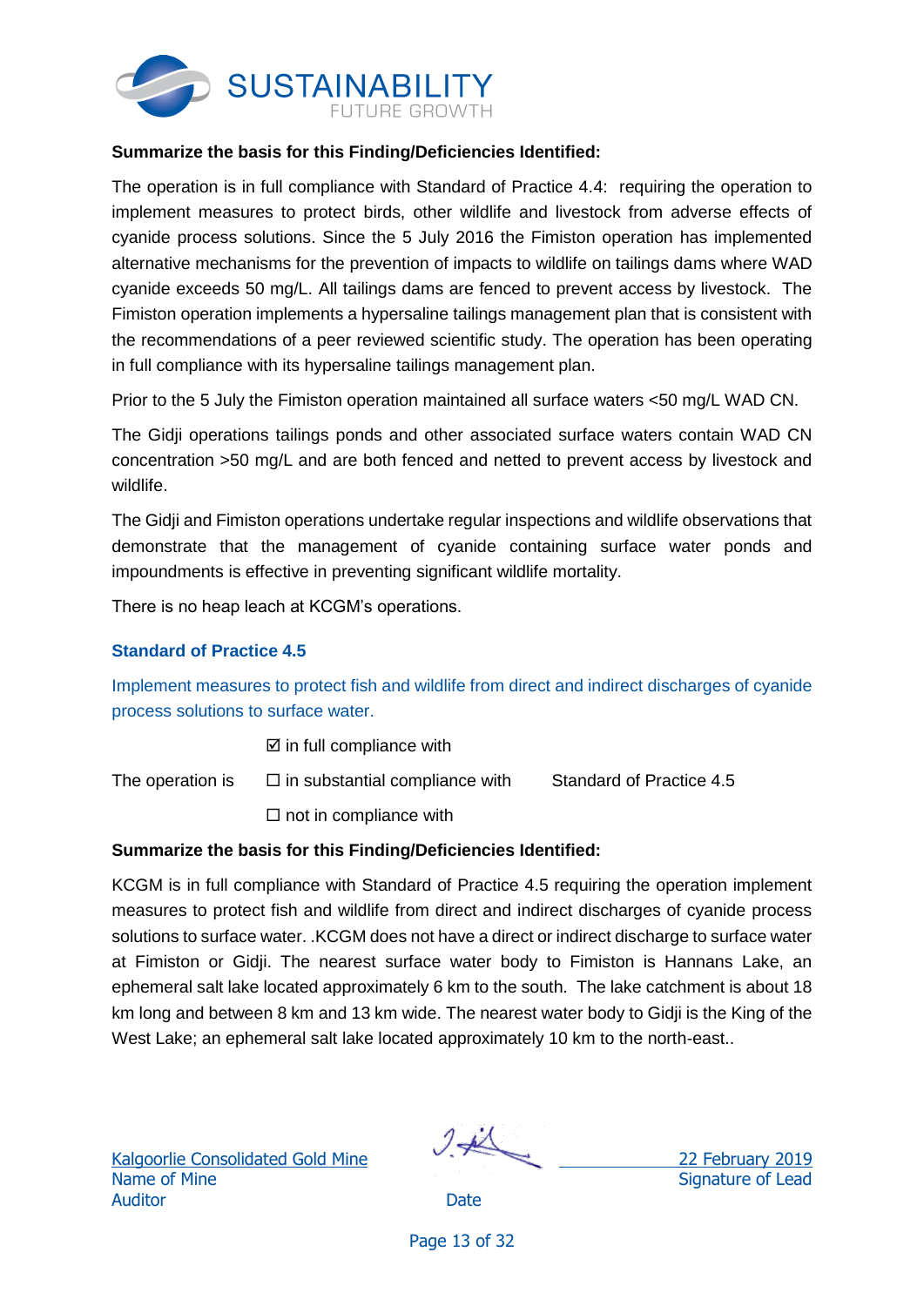**Summarize the basis for this Finding/Deficiencies Identified:**

The operation is in full compliance with Standard of Practice 4.4: requiring the operation to implement measures to protect birds, other wildlife and livestock from adverse effects of cyanide process solutions. Since the 5 July 2016 the Fimiston operation has implemented alternative mechanisms for the prevention of impacts to wildlife on tailings dams where WAD cyanide exceeds 50 mg/L. All tailings dams are fenced to prevent access by livestock. The Fimiston operation implements a hypersaline tailings management plan that is consistent with the recommendations of a peer reviewed scientific study. The operation has been operating in full compliance with its hypersaline tailings management plan.

Prior to the 5 July the Fimiston operation maintained all surface waters <50 mg/L WAD CN.

The Gidji operations tailings ponds and other associated surface waters contain WAD CN concentration >50 mg/L and are both fenced and netted to prevent access by livestock and wildlife.

The Gidji and Fimiston operations undertake regular inspections and wildlife observations that demonstrate that the management of cyanide containing surface water ponds and impoundments is effective in preventing significant wildlife mortality.

There is no heap leach at KCGM's operations.

### Standard of Practice 4.5

Implement measures to protect fish and wildlife from direct and indirect discharges of cyanide process solutions to surface water.

| | | |
|---|---|---|
| | ☑ in full compliance with | |
| The operation is | ☐ in substantial compliance with | Standard of Practice 4.5 |
| | ☐ not in compliance with | |

**Summarize the basis for this Finding/Deficiencies Identified:**

KCGM is in full compliance with Standard of Practice 4.5 requiring the operation implement measures to protect fish and wildlife from direct and indirect discharges of cyanide process solutions to surface water. .KCGM does not have a direct or indirect discharge to surface water at Fimiston or Gidji. The nearest surface water body to Fimiston is Hannans Lake, an ephemeral salt lake located approximately 6 km to the south. The lake catchment is about 18 km long and between 8 km and 13 km wide. The nearest water body to Gidji is the King of the West Lake; an ephemeral salt lake located approximately 10 km to the north-east..

Kalgoorlie Consolidated Gold Mine
Name of Mine

Signature of Lead Auditor

22 February 2019
Date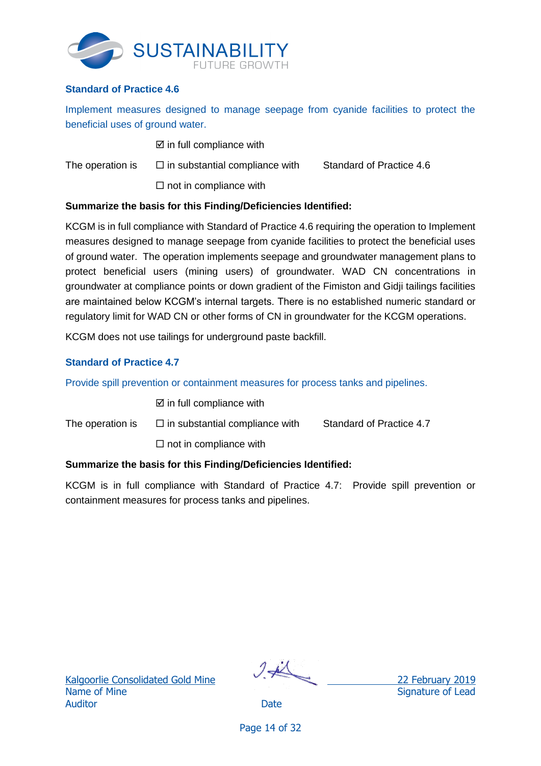### Standard of Practice 4.6

Implement measures designed to manage seepage from cyanide facilities to protect the beneficial uses of ground water.

The operation is

☑ in full compliance with

☐ in substantial compliance with

☐ not in compliance with

Standard of Practice 4.6

**Summarize the basis for this Finding/Deficiencies Identified:**

KCGM is in full compliance with Standard of Practice 4.6 requiring the operation to Implement measures designed to manage seepage from cyanide facilities to protect the beneficial uses of ground water. The operation implements seepage and groundwater management plans to protect beneficial users (mining users) of groundwater. WAD CN concentrations in groundwater at compliance points or down gradient of the Fimiston and Gidji tailings facilities are maintained below KCGM's internal targets. There is no established numeric standard or regulatory limit for WAD CN or other forms of CN in groundwater for the KCGM operations.

KCGM does not use tailings for underground paste backfill.

### Standard of Practice 4.7

Provide spill prevention or containment measures for process tanks and pipelines.

The operation is

☑ in full compliance with

☐ in substantial compliance with

☐ not in compliance with

Standard of Practice 4.7

**Summarize the basis for this Finding/Deficiencies Identified:**

KCGM is in full compliance with Standard of Practice 4.7: Provide spill prevention or containment measures for process tanks and pipelines.

Kalgoorlie Consolidated Gold Mine
Name of Mine

Signature of Lead Auditor

22 February 2019
Date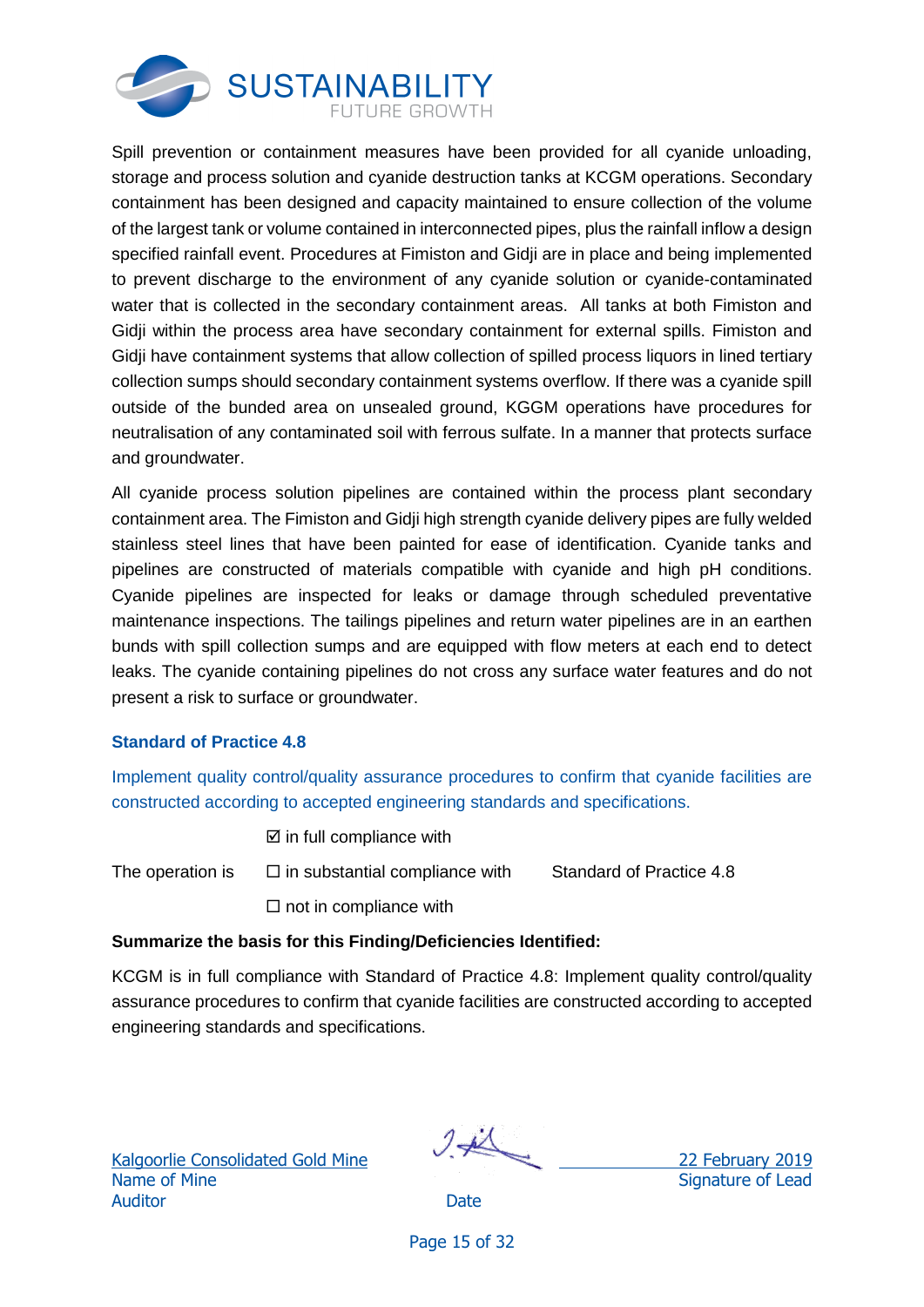Spill prevention or containment measures have been provided for all cyanide unloading, storage and process solution and cyanide destruction tanks at KCGM operations. Secondary containment has been designed and capacity maintained to ensure collection of the volume of the largest tank or volume contained in interconnected pipes, plus the rainfall inflow a design specified rainfall event. Procedures at Fimiston and Gidji are in place and being implemented to prevent discharge to the environment of any cyanide solution or cyanide-contaminated water that is collected in the secondary containment areas.  All tanks at both Fimiston and Gidji within the process area have secondary containment for external spills. Fimiston and Gidji have containment systems that allow collection of spilled process liquors in lined tertiary collection sumps should secondary containment systems overflow. If there was a cyanide spill outside of the bunded area on unsealed ground, KGGM operations have procedures for neutralisation of any contaminated soil with ferrous sulfate. In a manner that protects surface and groundwater.

All cyanide process solution pipelines are contained within the process plant secondary containment area. The Fimiston and Gidji high strength cyanide delivery pipes are fully welded stainless steel lines that have been painted for ease of identification. Cyanide tanks and pipelines are constructed of materials compatible with cyanide and high pH conditions. Cyanide pipelines are inspected for leaks or damage through scheduled preventative maintenance inspections. The tailings pipelines and return water pipelines are in an earthen bunds with spill collection sumps and are equipped with flow meters at each end to detect leaks. The cyanide containing pipelines do not cross any surface water features and do not present a risk to surface or groundwater.

### Standard of Practice 4.8

Implement quality control/quality assurance procedures to confirm that cyanide facilities are constructed according to accepted engineering standards and specifications.

| | | |
|---|---|---|
| | ☑ in full compliance with | |
| The operation is | ☐ in substantial compliance with | Standard of Practice 4.8 |
| | ☐ not in compliance with | |

**Summarize the basis for this Finding/Deficiencies Identified:**

KCGM is in full compliance with Standard of Practice 4.8: Implement quality control/quality assurance procedures to confirm that cyanide facilities are constructed according to accepted engineering standards and specifications.

Kalgoorlie Consolidated Gold Mine
Name of Mine

Signature of Lead Auditor

22 February 2019
Date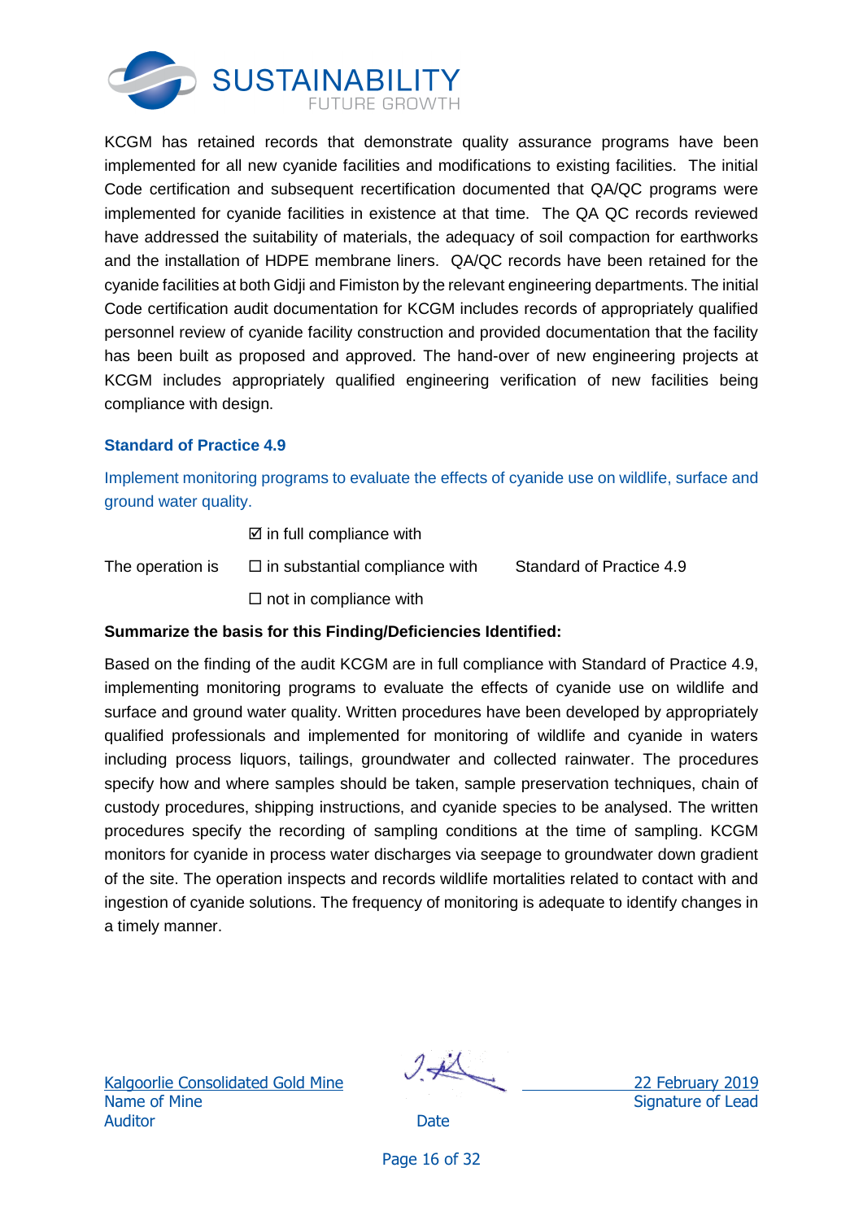KCGM has retained records that demonstrate quality assurance programs have been implemented for all new cyanide facilities and modifications to existing facilities. The initial Code certification and subsequent recertification documented that QA/QC programs were implemented for cyanide facilities in existence at that time. The QA QC records reviewed have addressed the suitability of materials, the adequacy of soil compaction for earthworks and the installation of HDPE membrane liners. QA/QC records have been retained for the cyanide facilities at both Gidji and Fimiston by the relevant engineering departments. The initial Code certification audit documentation for KCGM includes records of appropriately qualified personnel review of cyanide facility construction and provided documentation that the facility has been built as proposed and approved. The hand-over of new engineering projects at KCGM includes appropriately qualified engineering verification of new facilities being compliance with design.

### Standard of Practice 4.9

Implement monitoring programs to evaluate the effects of cyanide use on wildlife, surface and ground water quality.

| | | |
|---|---|---|
| | ☑ in full compliance with | |
| The operation is | ☐ in substantial compliance with | Standard of Practice 4.9 |
| | ☐ not in compliance with | |

**Summarize the basis for this Finding/Deficiencies Identified:**

Based on the finding of the audit KCGM are in full compliance with Standard of Practice 4.9, implementing monitoring programs to evaluate the effects of cyanide use on wildlife and surface and ground water quality. Written procedures have been developed by appropriately qualified professionals and implemented for monitoring of wildlife and cyanide in waters including process liquors, tailings, groundwater and collected rainwater. The procedures specify how and where samples should be taken, sample preservation techniques, chain of custody procedures, shipping instructions, and cyanide species to be analysed. The written procedures specify the recording of sampling conditions at the time of sampling. KCGM monitors for cyanide in process water discharges via seepage to groundwater down gradient of the site. The operation inspects and records wildlife mortalities related to contact with and ingestion of cyanide solutions. The frequency of monitoring is adequate to identify changes in a timely manner.

| | | |
|---|---|---|
| Kalgoorlie Consolidated Gold Mine | [signature] | 22 February 2019 |
| Name of Mine | Signature of Lead Auditor | Date |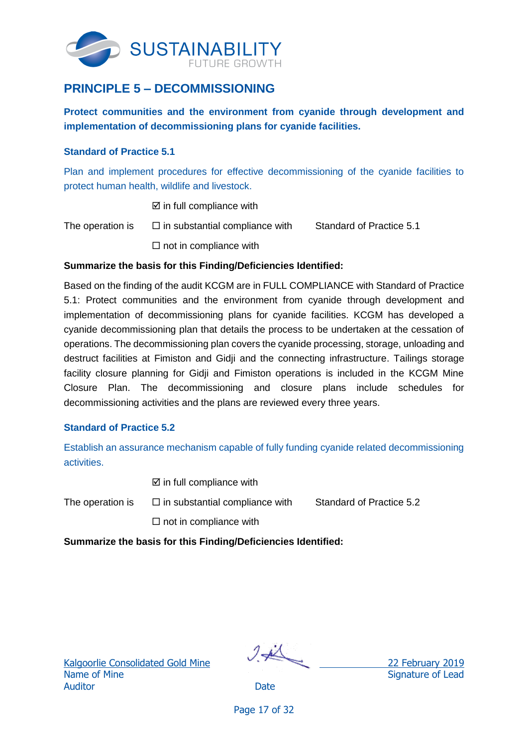## PRINCIPLE 5 – DECOMMISSIONING

**Protect communities and the environment from cyanide through development and implementation of decommissioning plans for cyanide facilities.**

### Standard of Practice 5.1

Plan and implement procedures for effective decommissioning of the cyanide facilities to protect human health, wildlife and livestock.

| | | |
|---|---|---|
| | ☑ in full compliance with | |
| The operation is | ☐ in substantial compliance with | Standard of Practice 5.1 |
| | ☐ not in compliance with | |

**Summarize the basis for this Finding/Deficiencies Identified:**

Based on the finding of the audit KCGM are in FULL COMPLIANCE with Standard of Practice 5.1: Protect communities and the environment from cyanide through development and implementation of decommissioning plans for cyanide facilities. KCGM has developed a cyanide decommissioning plan that details the process to be undertaken at the cessation of operations. The decommissioning plan covers the cyanide processing, storage, unloading and destruct facilities at Fimiston and Gidji and the connecting infrastructure. Tailings storage facility closure planning for Gidji and Fimiston operations is included in the KCGM Mine Closure Plan. The decommissioning and closure plans include schedules for decommissioning activities and the plans are reviewed every three years.

### Standard of Practice 5.2

Establish an assurance mechanism capable of fully funding cyanide related decommissioning activities.

| | | |
|---|---|---|
| | ☑ in full compliance with | |
| The operation is | ☐ in substantial compliance with | Standard of Practice 5.2 |
| | ☐ not in compliance with | |

**Summarize the basis for this Finding/Deficiencies Identified:**

Kalgoorlie Consolidated Gold Mine
Name of Mine

Signature of Lead Auditor

22 February 2019
Date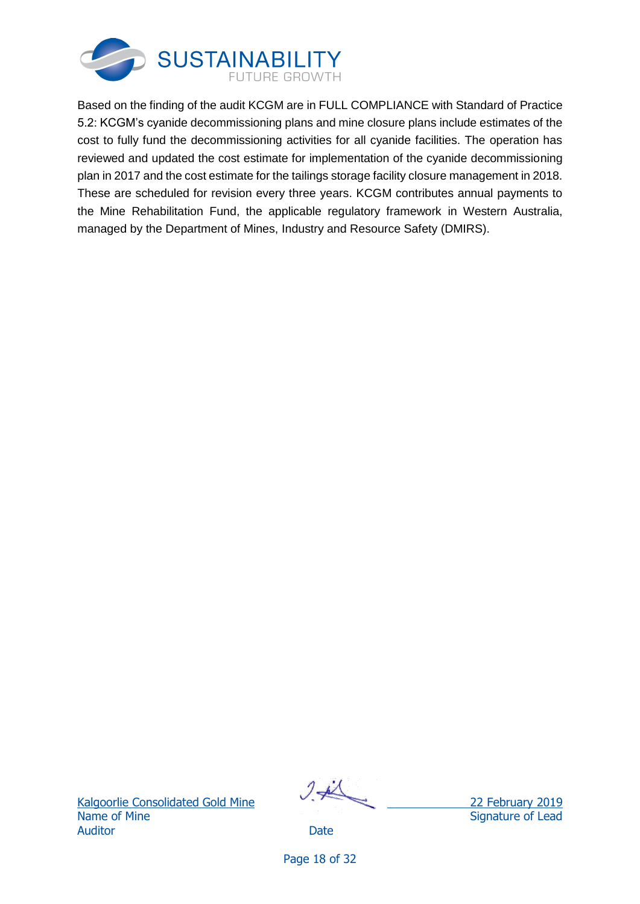Based on the finding of the audit KCGM are in FULL COMPLIANCE with Standard of Practice 5.2: KCGM's cyanide decommissioning plans and mine closure plans include estimates of the cost to fully fund the decommissioning activities for all cyanide facilities. The operation has reviewed and updated the cost estimate for implementation of the cyanide decommissioning plan in 2017 and the cost estimate for the tailings storage facility closure management in 2018. These are scheduled for revision every three years. KCGM contributes annual payments to the Mine Rehabilitation Fund, the applicable regulatory framework in Western Australia, managed by the Department of Mines, Industry and Resource Safety (DMIRS).

Kalgoorlie Consolidated Gold Mine
Name of Mine

22 February 2019
Signature of Lead Auditor

Date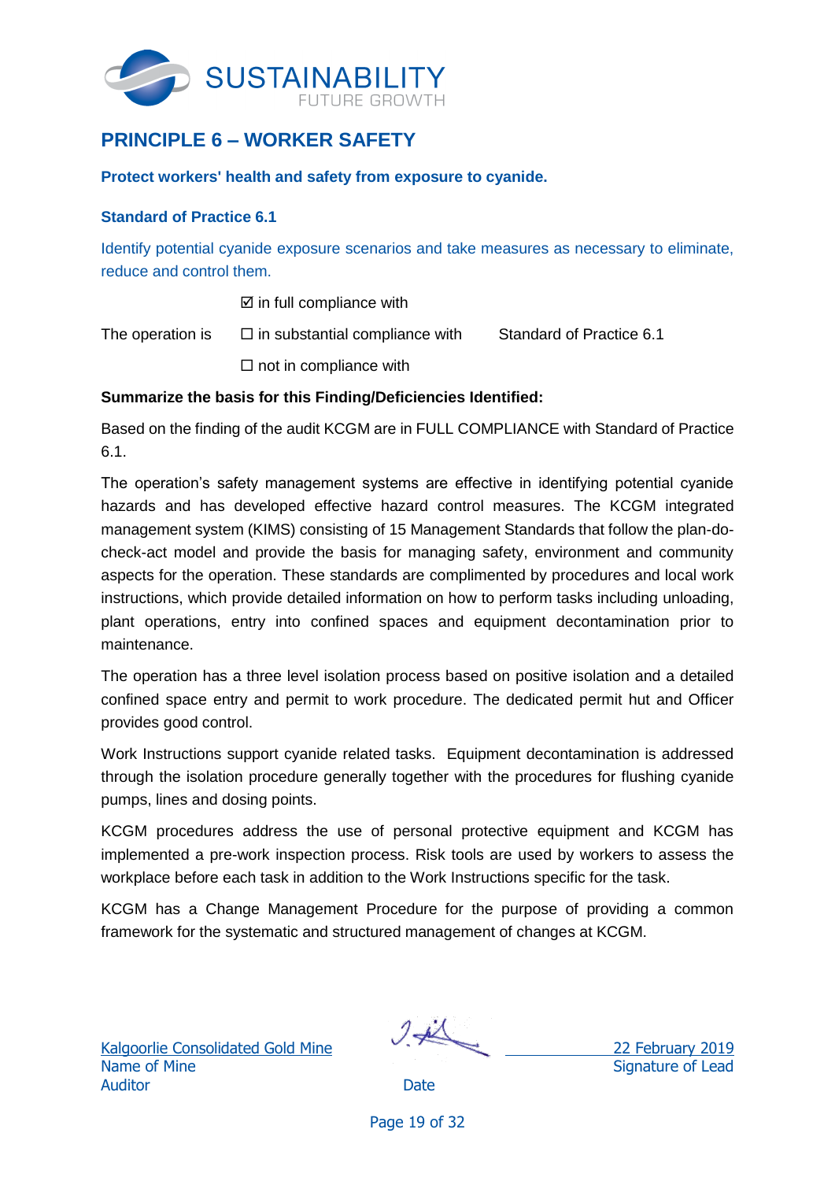## PRINCIPLE 6 – WORKER SAFETY

**Protect workers' health and safety from exposure to cyanide.**

**Standard of Practice 6.1**

Identify potential cyanide exposure scenarios and take measures as necessary to eliminate, reduce and control them.

| | | |
|---|---|---|
| | ☑ in full compliance with | |
| The operation is | ☐ in substantial compliance with | Standard of Practice 6.1 |
| | ☐ not in compliance with | |

**Summarize the basis for this Finding/Deficiencies Identified:**

Based on the finding of the audit KCGM are in FULL COMPLIANCE with Standard of Practice 6.1.

The operation's safety management systems are effective in identifying potential cyanide hazards and has developed effective hazard control measures. The KCGM integrated management system (KIMS) consisting of 15 Management Standards that follow the plan-do-check-act model and provide the basis for managing safety, environment and community aspects for the operation. These standards are complimented by procedures and local work instructions, which provide detailed information on how to perform tasks including unloading, plant operations, entry into confined spaces and equipment decontamination prior to maintenance.

The operation has a three level isolation process based on positive isolation and a detailed confined space entry and permit to work procedure. The dedicated permit hut and Officer provides good control.

Work Instructions support cyanide related tasks. Equipment decontamination is addressed through the isolation procedure generally together with the procedures for flushing cyanide pumps, lines and dosing points.

KCGM procedures address the use of personal protective equipment and KCGM has implemented a pre-work inspection process. Risk tools are used by workers to assess the workplace before each task in addition to the Work Instructions specific for the task.

KCGM has a Change Management Procedure for the purpose of providing a common framework for the systematic and structured management of changes at KCGM.

Kalgoorlie Consolidated Gold Mine
Name of Mine

22 February 2019
Signature of Lead Auditor

Date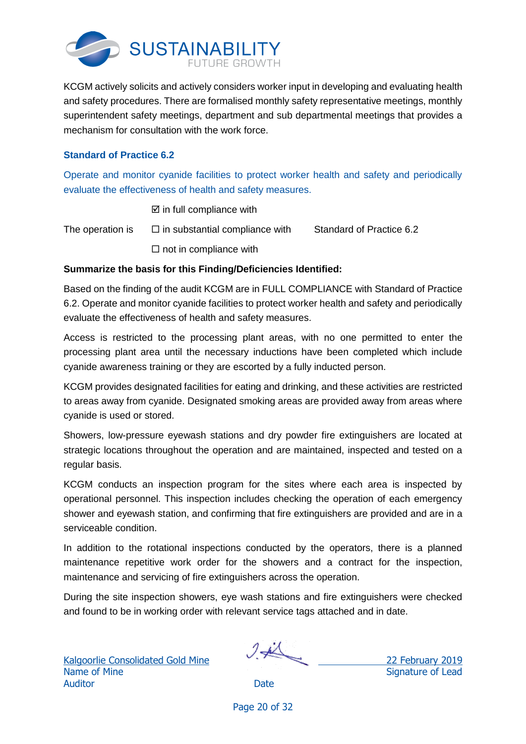KCGM actively solicits and actively considers worker input in developing and evaluating health and safety procedures. There are formalised monthly safety representative meetings, monthly superintendent safety meetings, department and sub departmental meetings that provides a mechanism for consultation with the work force.

### Standard of Practice 6.2

Operate and monitor cyanide facilities to protect worker health and safety and periodically evaluate the effectiveness of health and safety measures.

| | | |
|---|---|---|
| | ☑ in full compliance with | |
| The operation is | ☐ in substantial compliance with | Standard of Practice 6.2 |
| | ☐ not in compliance with | |

**Summarize the basis for this Finding/Deficiencies Identified:**

Based on the finding of the audit KCGM are in FULL COMPLIANCE with Standard of Practice 6.2. Operate and monitor cyanide facilities to protect worker health and safety and periodically evaluate the effectiveness of health and safety measures.

Access is restricted to the processing plant areas, with no one permitted to enter the processing plant area until the necessary inductions have been completed which include cyanide awareness training or they are escorted by a fully inducted person.

KCGM provides designated facilities for eating and drinking, and these activities are restricted to areas away from cyanide. Designated smoking areas are provided away from areas where cyanide is used or stored.

Showers, low-pressure eyewash stations and dry powder fire extinguishers are located at strategic locations throughout the operation and are maintained, inspected and tested on a regular basis.

KCGM conducts an inspection program for the sites where each area is inspected by operational personnel. This inspection includes checking the operation of each emergency shower and eyewash station, and confirming that fire extinguishers are provided and are in a serviceable condition.

In addition to the rotational inspections conducted by the operators, there is a planned maintenance repetitive work order for the showers and a contract for the inspection, maintenance and servicing of fire extinguishers across the operation.

During the site inspection showers, eye wash stations and fire extinguishers were checked and found to be in working order with relevant service tags attached and in date.

| | | |
|---|---|---|
| Kalgoorlie Consolidated Gold Mine | | 22 February 2019 |
| Name of Mine | Signature of Lead Auditor | Date |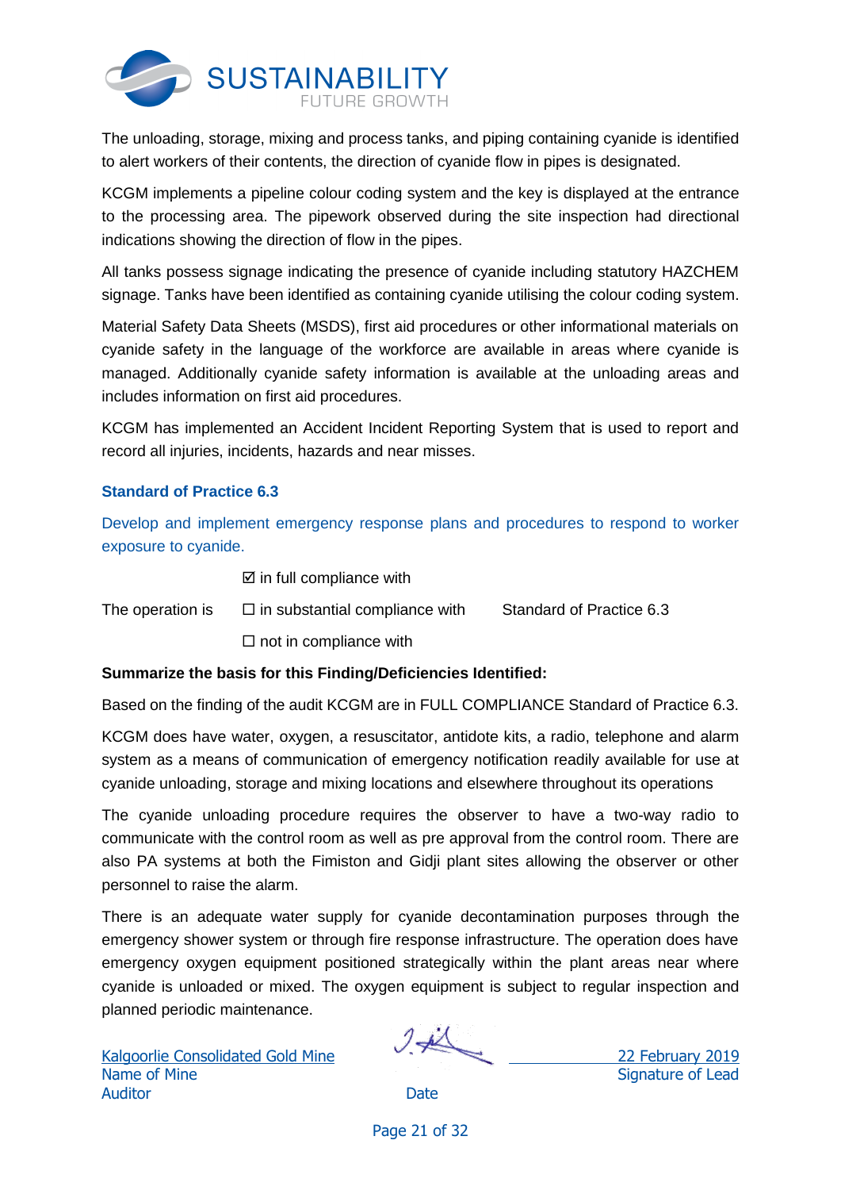The unloading, storage, mixing and process tanks, and piping containing cyanide is identified to alert workers of their contents, the direction of cyanide flow in pipes is designated.

KCGM implements a pipeline colour coding system and the key is displayed at the entrance to the processing area. The pipework observed during the site inspection had directional indications showing the direction of flow in the pipes.

All tanks possess signage indicating the presence of cyanide including statutory HAZCHEM signage. Tanks have been identified as containing cyanide utilising the colour coding system.

Material Safety Data Sheets (MSDS), first aid procedures or other informational materials on cyanide safety in the language of the workforce are available in areas where cyanide is managed. Additionally cyanide safety information is available at the unloading areas and includes information on first aid procedures.

KCGM has implemented an Accident Incident Reporting System that is used to report and record all injuries, incidents, hazards and near misses.

### Standard of Practice 6.3

Develop and implement emergency response plans and procedures to respond to worker exposure to cyanide.

| | | |
|---|---|---|
| | ☑ in full compliance with | |
| The operation is | ☐ in substantial compliance with | Standard of Practice 6.3 |
| | ☐ not in compliance with | |

**Summarize the basis for this Finding/Deficiencies Identified:**

Based on the finding of the audit KCGM are in FULL COMPLIANCE Standard of Practice 6.3.

KCGM does have water, oxygen, a resuscitator, antidote kits, a radio, telephone and alarm system as a means of communication of emergency notification readily available for use at cyanide unloading, storage and mixing locations and elsewhere throughout its operations

The cyanide unloading procedure requires the observer to have a two-way radio to communicate with the control room as well as pre approval from the control room. There are also PA systems at both the Fimiston and Gidji plant sites allowing the observer or other personnel to raise the alarm.

There is an adequate water supply for cyanide decontamination purposes through the emergency shower system or through fire response infrastructure. The operation does have emergency oxygen equipment positioned strategically within the plant areas near where cyanide is unloaded or mixed. The oxygen equipment is subject to regular inspection and planned periodic maintenance.

Kalgoorlie Consolidated Gold Mine
Name of Mine

Signature of Lead Auditor

22 February 2019
Date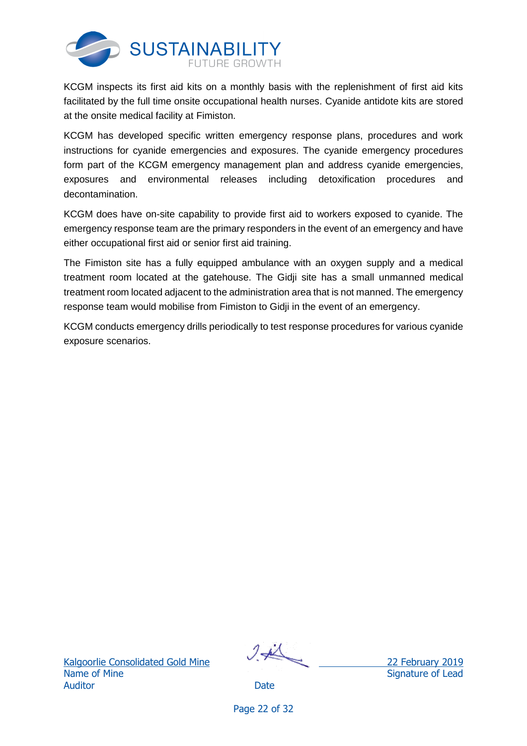KCGM inspects its first aid kits on a monthly basis with the replenishment of first aid kits facilitated by the full time onsite occupational health nurses. Cyanide antidote kits are stored at the onsite medical facility at Fimiston.

KCGM has developed specific written emergency response plans, procedures and work instructions for cyanide emergencies and exposures. The cyanide emergency procedures form part of the KCGM emergency management plan and address cyanide emergencies, exposures and environmental releases including detoxification procedures and decontamination.

KCGM does have on-site capability to provide first aid to workers exposed to cyanide. The emergency response team are the primary responders in the event of an emergency and have either occupational first aid or senior first aid training.

The Fimiston site has a fully equipped ambulance with an oxygen supply and a medical treatment room located at the gatehouse. The Gidji site has a small unmanned medical treatment room located adjacent to the administration area that is not manned. The emergency response team would mobilise from Fimiston to Gidji in the event of an emergency.

KCGM conducts emergency drills periodically to test response procedures for various cyanide exposure scenarios.

Kalgoorlie Consolidated Gold Mine
Name of Mine

22 February 2019
Signature of Lead Auditor

Date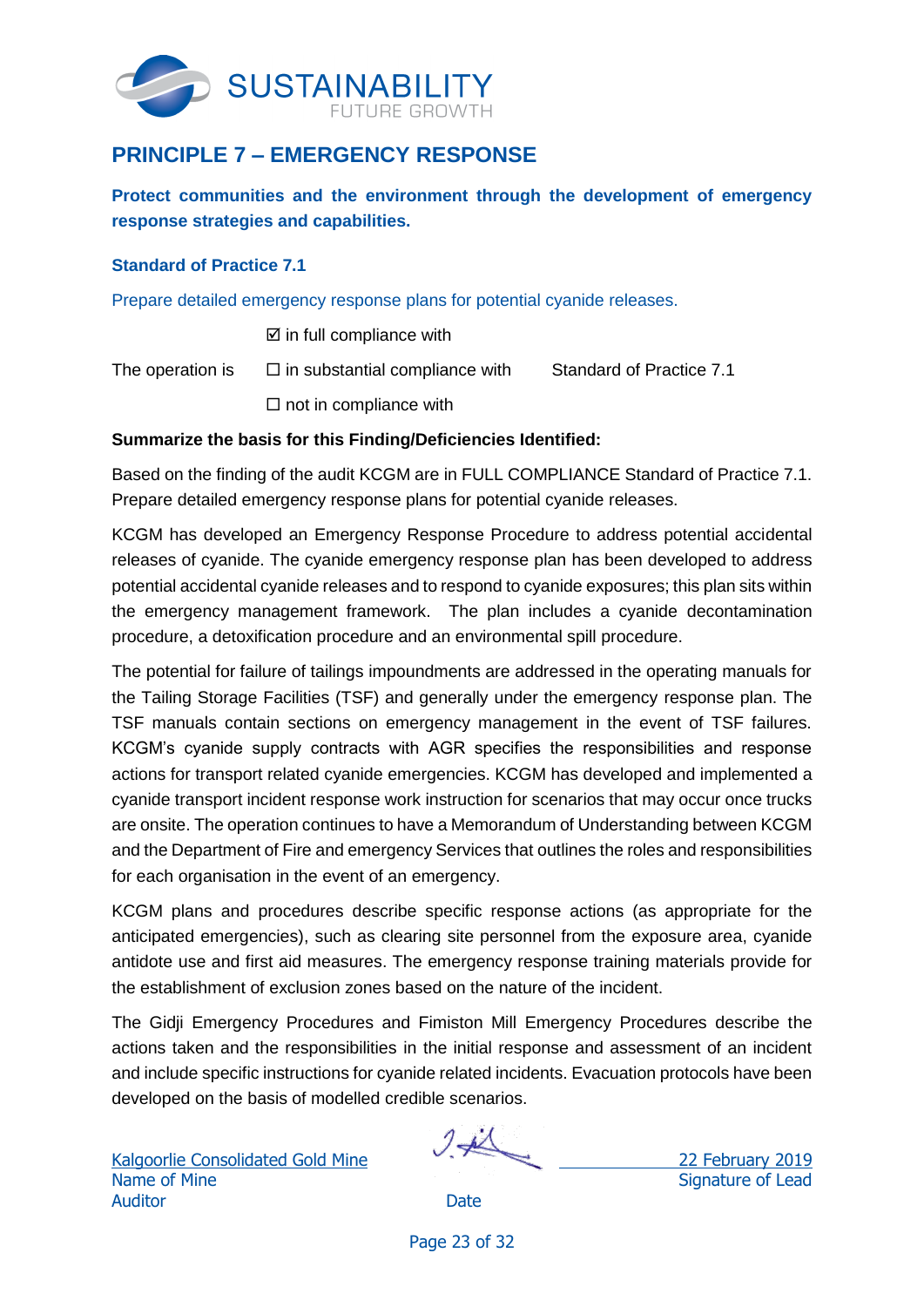## PRINCIPLE 7 – EMERGENCY RESPONSE

**Protect communities and the environment through the development of emergency response strategies and capabilities.**

### Standard of Practice 7.1

Prepare detailed emergency response plans for potential cyanide releases.

| | | |
|---|---|---|
| | ☑ in full compliance with | |
| The operation is | ☐ in substantial compliance with | Standard of Practice 7.1 |
| | ☐ not in compliance with | |

**Summarize the basis for this Finding/Deficiencies Identified:**

Based on the finding of the audit KCGM are in FULL COMPLIANCE Standard of Practice 7.1. Prepare detailed emergency response plans for potential cyanide releases.

KCGM has developed an Emergency Response Procedure to address potential accidental releases of cyanide. The cyanide emergency response plan has been developed to address potential accidental cyanide releases and to respond to cyanide exposures; this plan sits within the emergency management framework. The plan includes a cyanide decontamination procedure, a detoxification procedure and an environmental spill procedure.

The potential for failure of tailings impoundments are addressed in the operating manuals for the Tailing Storage Facilities (TSF) and generally under the emergency response plan. The TSF manuals contain sections on emergency management in the event of TSF failures. KCGM's cyanide supply contracts with AGR specifies the responsibilities and response actions for transport related cyanide emergencies. KCGM has developed and implemented a cyanide transport incident response work instruction for scenarios that may occur once trucks are onsite. The operation continues to have a Memorandum of Understanding between KCGM and the Department of Fire and emergency Services that outlines the roles and responsibilities for each organisation in the event of an emergency.

KCGM plans and procedures describe specific response actions (as appropriate for the anticipated emergencies), such as clearing site personnel from the exposure area, cyanide antidote use and first aid measures. The emergency response training materials provide for the establishment of exclusion zones based on the nature of the incident.

The Gidji Emergency Procedures and Fimiston Mill Emergency Procedures describe the actions taken and the responsibilities in the initial response and assessment of an incident and include specific instructions for cyanide related incidents. Evacuation protocols have been developed on the basis of modelled credible scenarios.

| Kalgoorlie Consolidated Gold Mine | [signature] | 22 February 2019 |
|---|---|---|
| Name of Mine | Signature of Lead Auditor | Date |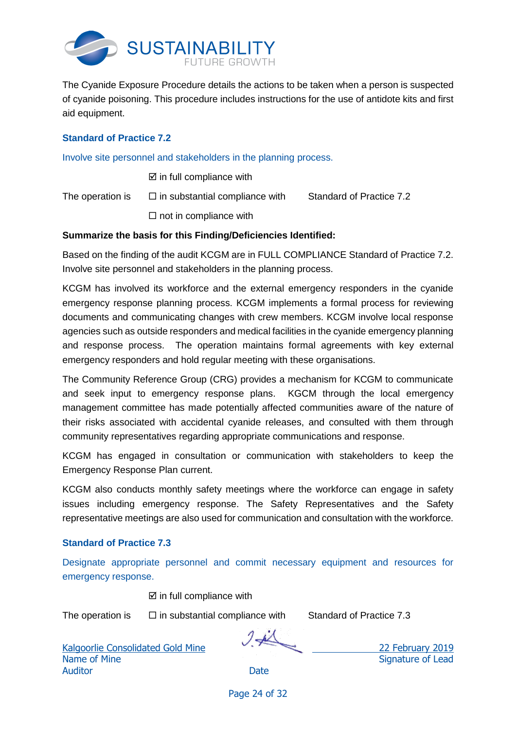The Cyanide Exposure Procedure details the actions to be taken when a person is suspected of cyanide poisoning. This procedure includes instructions for the use of antidote kits and first aid equipment.

### Standard of Practice 7.2

Involve site personnel and stakeholders in the planning process.

| | | |
|---|---|---|
| | ☑ in full compliance with | |
| The operation is | ☐ in substantial compliance with | Standard of Practice 7.2 |
| | ☐ not in compliance with | |

**Summarize the basis for this Finding/Deficiencies Identified:**

Based on the finding of the audit KCGM are in FULL COMPLIANCE Standard of Practice 7.2. Involve site personnel and stakeholders in the planning process.

KCGM has involved its workforce and the external emergency responders in the cyanide emergency response planning process. KCGM implements a formal process for reviewing documents and communicating changes with crew members. KCGM involve local response agencies such as outside responders and medical facilities in the cyanide emergency planning and response process. The operation maintains formal agreements with key external emergency responders and hold regular meeting with these organisations.

The Community Reference Group (CRG) provides a mechanism for KCGM to communicate and seek input to emergency response plans. KGCM through the local emergency management committee has made potentially affected communities aware of the nature of their risks associated with accidental cyanide releases, and consulted with them through community representatives regarding appropriate communications and response.

KCGM has engaged in consultation or communication with stakeholders to keep the Emergency Response Plan current.

KCGM also conducts monthly safety meetings where the workforce can engage in safety issues including emergency response. The Safety Representatives and the Safety representative meetings are also used for communication and consultation with the workforce.

### Standard of Practice 7.3

Designate appropriate personnel and commit necessary equipment and resources for emergency response.

| | | |
|---|---|---|
| | ☑ in full compliance with | |
| The operation is | ☐ in substantial compliance with | Standard of Practice 7.3 |

Kalgoorlie Consolidated Gold Mine
Name of Mine

22 February 2019
Signature of Lead Auditor

Date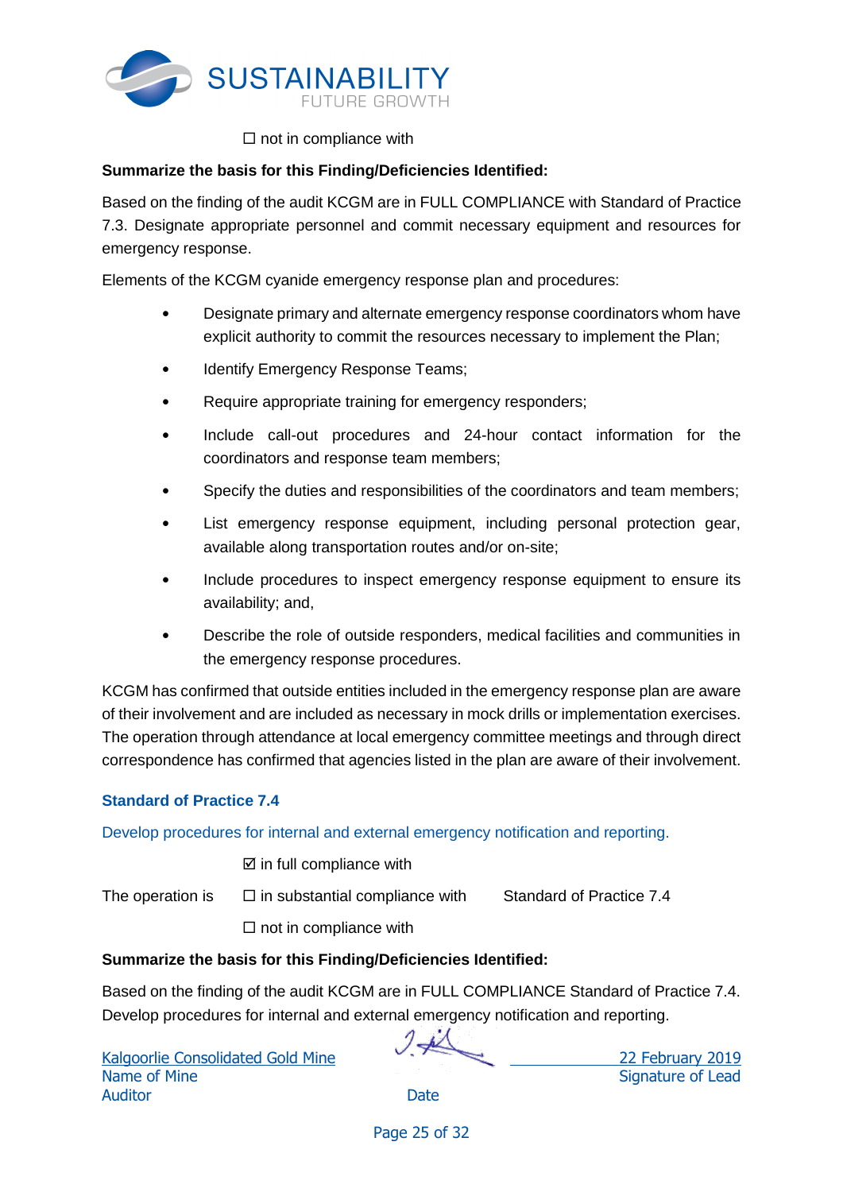☐ not in compliance with

**Summarize the basis for this Finding/Deficiencies Identified:**

Based on the finding of the audit KCGM are in FULL COMPLIANCE with Standard of Practice 7.3. Designate appropriate personnel and commit necessary equipment and resources for emergency response.

Elements of the KCGM cyanide emergency response plan and procedures:

- Designate primary and alternate emergency response coordinators whom have explicit authority to commit the resources necessary to implement the Plan;
- Identify Emergency Response Teams;
- Require appropriate training for emergency responders;
- Include call-out procedures and 24-hour contact information for the coordinators and response team members;
- Specify the duties and responsibilities of the coordinators and team members;
- List emergency response equipment, including personal protection gear, available along transportation routes and/or on-site;
- Include procedures to inspect emergency response equipment to ensure its availability; and,
- Describe the role of outside responders, medical facilities and communities in the emergency response procedures.

KCGM has confirmed that outside entities included in the emergency response plan are aware of their involvement and are included as necessary in mock drills or implementation exercises. The operation through attendance at local emergency committee meetings and through direct correspondence has confirmed that agencies listed in the plan are aware of their involvement.

### Standard of Practice 7.4

Develop procedures for internal and external emergency notification and reporting.

| | | |
|---|---|---|
| | ☑ in full compliance with | |
| The operation is | ☐ in substantial compliance with | Standard of Practice 7.4 |
| | ☐ not in compliance with | |

**Summarize the basis for this Finding/Deficiencies Identified:**

Based on the finding of the audit KCGM are in FULL COMPLIANCE Standard of Practice 7.4. Develop procedures for internal and external emergency notification and reporting.

| Kalgoorlie Consolidated Gold Mine | | 22 February 2019 |
|---|---|---|
| Name of Mine | Signature of Lead Auditor | Date |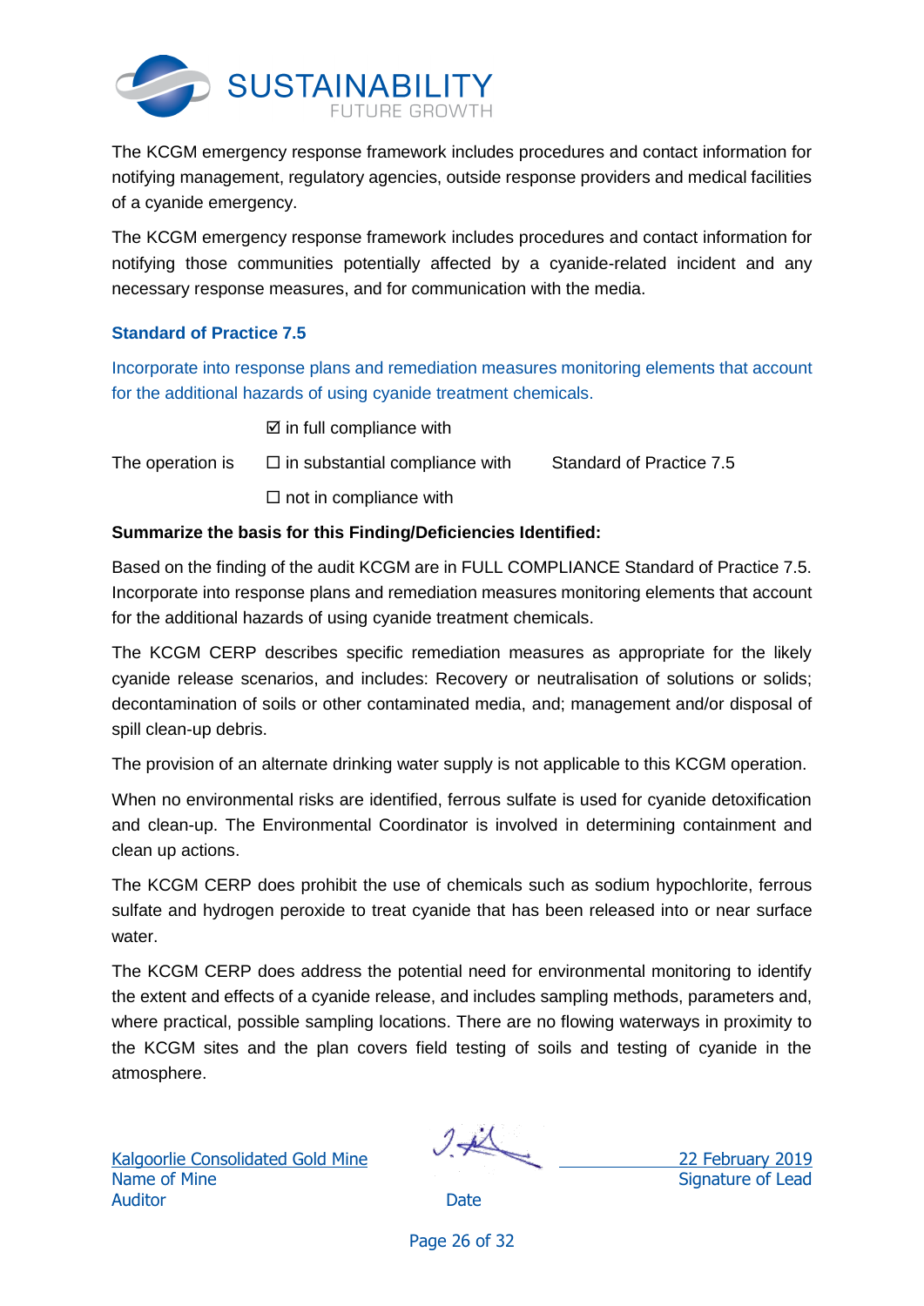The KCGM emergency response framework includes procedures and contact information for notifying management, regulatory agencies, outside response providers and medical facilities of a cyanide emergency.

The KCGM emergency response framework includes procedures and contact information for notifying those communities potentially affected by a cyanide-related incident and any necessary response measures, and for communication with the media.

### Standard of Practice 7.5

Incorporate into response plans and remediation measures monitoring elements that account for the additional hazards of using cyanide treatment chemicals.

| | | |
|---|---|---|
| | ☑ in full compliance with | |
| The operation is | ☐ in substantial compliance with | Standard of Practice 7.5 |
| | ☐ not in compliance with | |

**Summarize the basis for this Finding/Deficiencies Identified:**

Based on the finding of the audit KCGM are in FULL COMPLIANCE Standard of Practice 7.5. Incorporate into response plans and remediation measures monitoring elements that account for the additional hazards of using cyanide treatment chemicals.

The KCGM CERP describes specific remediation measures as appropriate for the likely cyanide release scenarios, and includes: Recovery or neutralisation of solutions or solids; decontamination of soils or other contaminated media, and; management and/or disposal of spill clean-up debris.

The provision of an alternate drinking water supply is not applicable to this KCGM operation.

When no environmental risks are identified, ferrous sulfate is used for cyanide detoxification and clean-up. The Environmental Coordinator is involved in determining containment and clean up actions.

The KCGM CERP does prohibit the use of chemicals such as sodium hypochlorite, ferrous sulfate and hydrogen peroxide to treat cyanide that has been released into or near surface water.

The KCGM CERP does address the potential need for environmental monitoring to identify the extent and effects of a cyanide release, and includes sampling methods, parameters and, where practical, possible sampling locations. There are no flowing waterways in proximity to the KCGM sites and the plan covers field testing of soils and testing of cyanide in the atmosphere.

| Kalgoorlie Consolidated Gold Mine | | 22 February 2019 |
|---|---|---|
| Name of Mine | Signature of Lead Auditor | Date |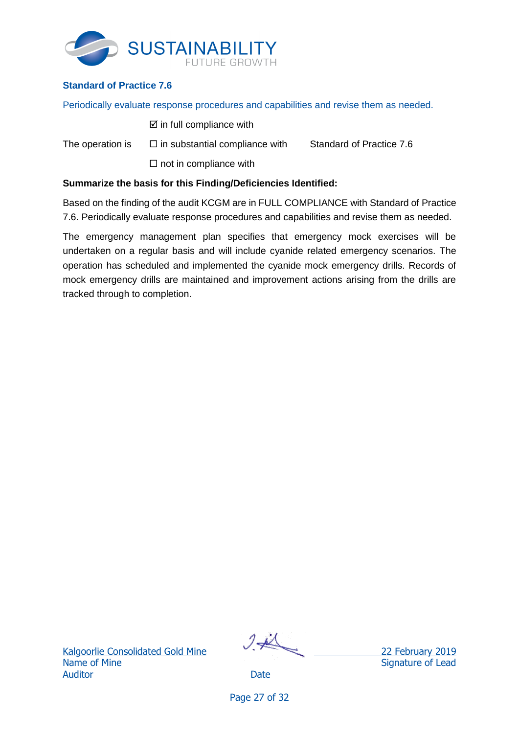### Standard of Practice 7.6

Periodically evaluate response procedures and capabilities and revise them as needed.

| | | |
|---|---|---|
| | ☑ in full compliance with | |
| The operation is | ☐ in substantial compliance with | Standard of Practice 7.6 |
| | ☐ not in compliance with | |

**Summarize the basis for this Finding/Deficiencies Identified:**

Based on the finding of the audit KCGM are in FULL COMPLIANCE with Standard of Practice 7.6. Periodically evaluate response procedures and capabilities and revise them as needed.

The emergency management plan specifies that emergency mock exercises will be undertaken on a regular basis and will include cyanide related emergency scenarios. The operation has scheduled and implemented the cyanide mock emergency drills. Records of mock emergency drills are maintained and improvement actions arising from the drills are tracked through to completion.

| Kalgoorlie Consolidated Gold Mine | | 22 February 2019 |
|---|---|---|
| Name of Mine | Signature of Lead Auditor | Date |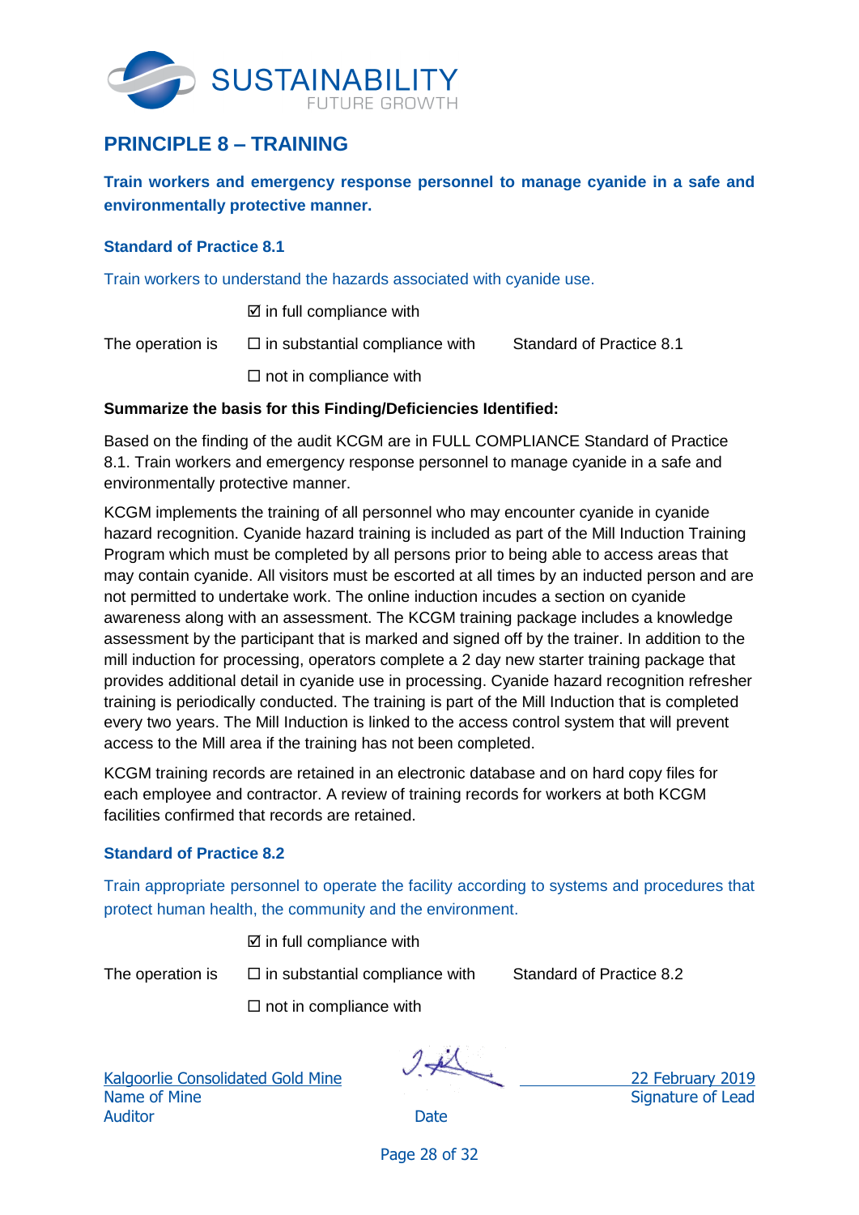## PRINCIPLE 8 – TRAINING

**Train workers and emergency response personnel to manage cyanide in a safe and environmentally protective manner.**

### Standard of Practice 8.1

Train workers to understand the hazards associated with cyanide use.

| | | |
|---|---|---|
| | ☑ in full compliance with | |
| The operation is | ☐ in substantial compliance with | Standard of Practice 8.1 |
| | ☐ not in compliance with | |

**Summarize the basis for this Finding/Deficiencies Identified:**

Based on the finding of the audit KCGM are in FULL COMPLIANCE Standard of Practice 8.1. Train workers and emergency response personnel to manage cyanide in a safe and environmentally protective manner.

KCGM implements the training of all personnel who may encounter cyanide in cyanide hazard recognition. Cyanide hazard training is included as part of the Mill Induction Training Program which must be completed by all persons prior to being able to access areas that may contain cyanide. All visitors must be escorted at all times by an inducted person and are not permitted to undertake work. The online induction incudes a section on cyanide awareness along with an assessment. The KCGM training package includes a knowledge assessment by the participant that is marked and signed off by the trainer. In addition to the mill induction for processing, operators complete a 2 day new starter training package that provides additional detail in cyanide use in processing. Cyanide hazard recognition refresher training is periodically conducted. The training is part of the Mill Induction that is completed every two years. The Mill Induction is linked to the access control system that will prevent access to the Mill area if the training has not been completed.

KCGM training records are retained in an electronic database and on hard copy files for each employee and contractor. A review of training records for workers at both KCGM facilities confirmed that records are retained.

### Standard of Practice 8.2

Train appropriate personnel to operate the facility according to systems and procedures that protect human health, the community and the environment.

| | | |
|---|---|---|
| | ☑ in full compliance with | |
| The operation is | ☐ in substantial compliance with | Standard of Practice 8.2 |
| | ☐ not in compliance with | |

Kalgoorlie Consolidated Gold Mine
Name of Mine

Signature of Lead Auditor

22 February 2019
Date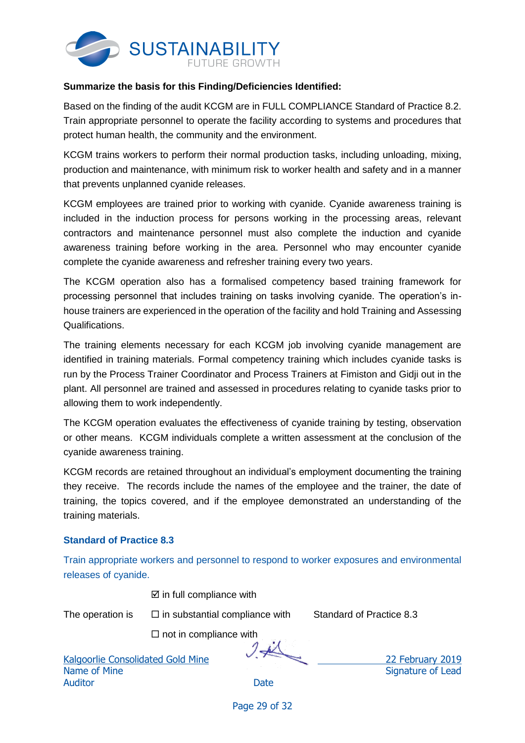**Summarize the basis for this Finding/Deficiencies Identified:**

Based on the finding of the audit KCGM are in FULL COMPLIANCE Standard of Practice 8.2. Train appropriate personnel to operate the facility according to systems and procedures that protect human health, the community and the environment.

KCGM trains workers to perform their normal production tasks, including unloading, mixing, production and maintenance, with minimum risk to worker health and safety and in a manner that prevents unplanned cyanide releases.

KCGM employees are trained prior to working with cyanide. Cyanide awareness training is included in the induction process for persons working in the processing areas, relevant contractors and maintenance personnel must also complete the induction and cyanide awareness training before working in the area. Personnel who may encounter cyanide complete the cyanide awareness and refresher training every two years.

The KCGM operation also has a formalised competency based training framework for processing personnel that includes training on tasks involving cyanide. The operation's in-house trainers are experienced in the operation of the facility and hold Training and Assessing Qualifications.

The training elements necessary for each KCGM job involving cyanide management are identified in training materials. Formal competency training which includes cyanide tasks is run by the Process Trainer Coordinator and Process Trainers at Fimiston and Gidji out in the plant. All personnel are trained and assessed in procedures relating to cyanide tasks prior to allowing them to work independently.

The KCGM operation evaluates the effectiveness of cyanide training by testing, observation or other means. KCGM individuals complete a written assessment at the conclusion of the cyanide awareness training.

KCGM records are retained throughout an individual's employment documenting the training they receive. The records include the names of the employee and the trainer, the date of training, the topics covered, and if the employee demonstrated an understanding of the training materials.

### Standard of Practice 8.3

Train appropriate workers and personnel to respond to worker exposures and environmental releases of cyanide.

The operation is
- ☑ in full compliance with
- ☐ in substantial compliance with
- ☐ not in compliance with

Standard of Practice 8.3

Kalgoorlie Consolidated Gold Mine
Name of Mine

22 February 2019
Signature of Lead Auditor

Date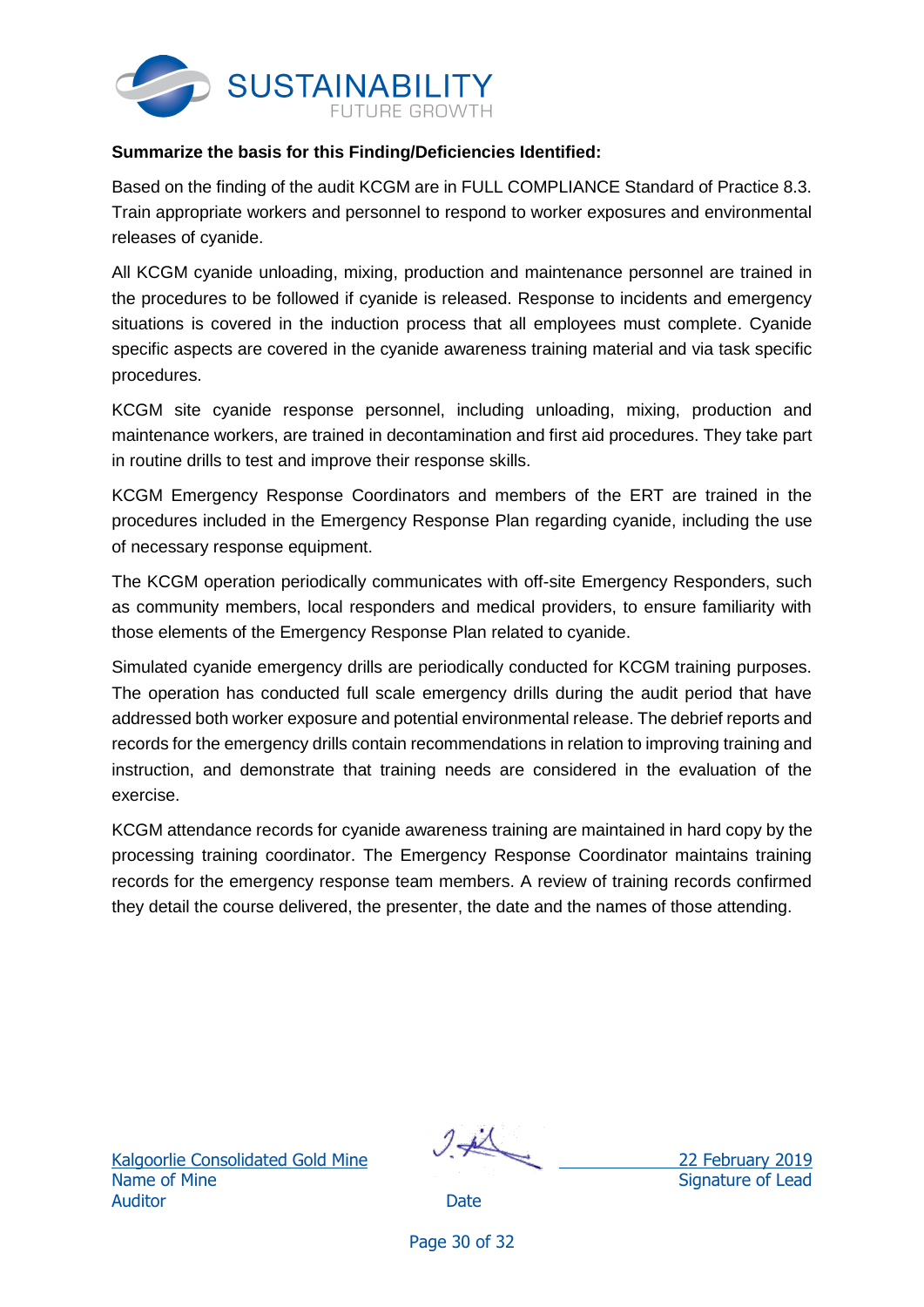**Summarize the basis for this Finding/Deficiencies Identified:**

Based on the finding of the audit KCGM are in FULL COMPLIANCE Standard of Practice 8.3. Train appropriate workers and personnel to respond to worker exposures and environmental releases of cyanide.

All KCGM cyanide unloading, mixing, production and maintenance personnel are trained in the procedures to be followed if cyanide is released. Response to incidents and emergency situations is covered in the induction process that all employees must complete. Cyanide specific aspects are covered in the cyanide awareness training material and via task specific procedures.

KCGM site cyanide response personnel, including unloading, mixing, production and maintenance workers, are trained in decontamination and first aid procedures. They take part in routine drills to test and improve their response skills.

KCGM Emergency Response Coordinators and members of the ERT are trained in the procedures included in the Emergency Response Plan regarding cyanide, including the use of necessary response equipment.

The KCGM operation periodically communicates with off-site Emergency Responders, such as community members, local responders and medical providers, to ensure familiarity with those elements of the Emergency Response Plan related to cyanide.

Simulated cyanide emergency drills are periodically conducted for KCGM training purposes. The operation has conducted full scale emergency drills during the audit period that have addressed both worker exposure and potential environmental release. The debrief reports and records for the emergency drills contain recommendations in relation to improving training and instruction, and demonstrate that training needs are considered in the evaluation of the exercise.

KCGM attendance records for cyanide awareness training are maintained in hard copy by the processing training coordinator. The Emergency Response Coordinator maintains training records for the emergency response team members. A review of training records confirmed they detail the course delivered, the presenter, the date and the names of those attending.

| Kalgoorlie Consolidated Gold Mine | | 22 February 2019 |
|---|---|---|
| Name of Mine | Signature of Lead Auditor | Date |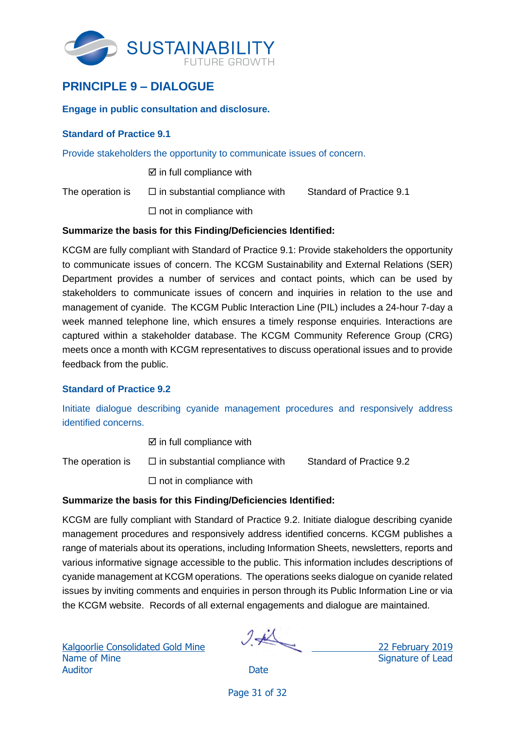## PRINCIPLE 9 – DIALOGUE

### Engage in public consultation and disclosure.

### Standard of Practice 9.1

Provide stakeholders the opportunity to communicate issues of concern.

| | | |
|---|---|---|
| | ☑ in full compliance with | |
| The operation is | ☐ in substantial compliance with | Standard of Practice 9.1 |
| | ☐ not in compliance with | |

**Summarize the basis for this Finding/Deficiencies Identified:**

KCGM are fully compliant with Standard of Practice 9.1: Provide stakeholders the opportunity to communicate issues of concern. The KCGM Sustainability and External Relations (SER) Department provides a number of services and contact points, which can be used by stakeholders to communicate issues of concern and inquiries in relation to the use and management of cyanide. The KCGM Public Interaction Line (PIL) includes a 24-hour 7-day a week manned telephone line, which ensures a timely response enquiries. Interactions are captured within a stakeholder database. The KCGM Community Reference Group (CRG) meets once a month with KCGM representatives to discuss operational issues and to provide feedback from the public.

### Standard of Practice 9.2

Initiate dialogue describing cyanide management procedures and responsively address identified concerns.

| | | |
|---|---|---|
| | ☑ in full compliance with | |
| The operation is | ☐ in substantial compliance with | Standard of Practice 9.2 |
| | ☐ not in compliance with | |

**Summarize the basis for this Finding/Deficiencies Identified:**

KCGM are fully compliant with Standard of Practice 9.2. Initiate dialogue describing cyanide management procedures and responsively address identified concerns. KCGM publishes a range of materials about its operations, including Information Sheets, newsletters, reports and various informative signage accessible to the public. This information includes descriptions of cyanide management at KCGM operations. The operations seeks dialogue on cyanide related issues by inviting comments and enquiries in person through its Public Information Line or via the KCGM website. Records of all external engagements and dialogue are maintained.

Kalgoorlie Consolidated Gold Mine
Name of Mine

22 February 2019
Signature of Lead Auditor

Date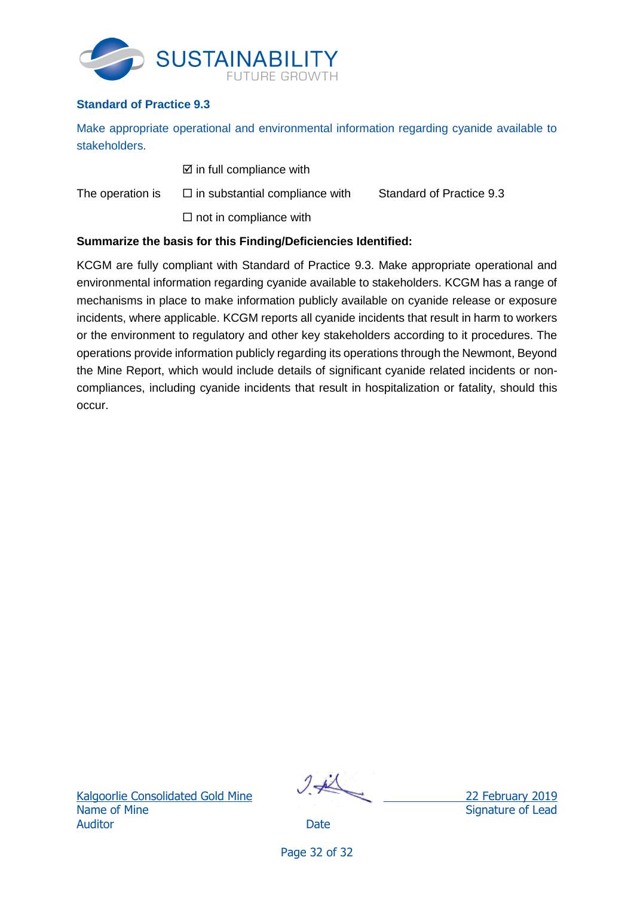### Standard of Practice 9.3

Make appropriate operational and environmental information regarding cyanide available to stakeholders.

| | | |
|---|---|---|
| | ☑ in full compliance with | |
| The operation is | ☐ in substantial compliance with | Standard of Practice 9.3 |
| | ☐ not in compliance with | |

**Summarize the basis for this Finding/Deficiencies Identified:**

KCGM are fully compliant with Standard of Practice 9.3. Make appropriate operational and environmental information regarding cyanide available to stakeholders. KCGM has a range of mechanisms in place to make information publicly available on cyanide release or exposure incidents, where applicable. KCGM reports all cyanide incidents that result in harm to workers or the environment to regulatory and other key stakeholders according to it procedures. The operations provide information publicly regarding its operations through the Newmont, Beyond the Mine Report, which would include details of significant cyanide related incidents or non-compliances, including cyanide incidents that result in hospitalization or fatality, should this occur.

Kalgoorlie Consolidated Gold Mine
Name of Mine

22 February 2019
Signature of Lead Auditor

Date